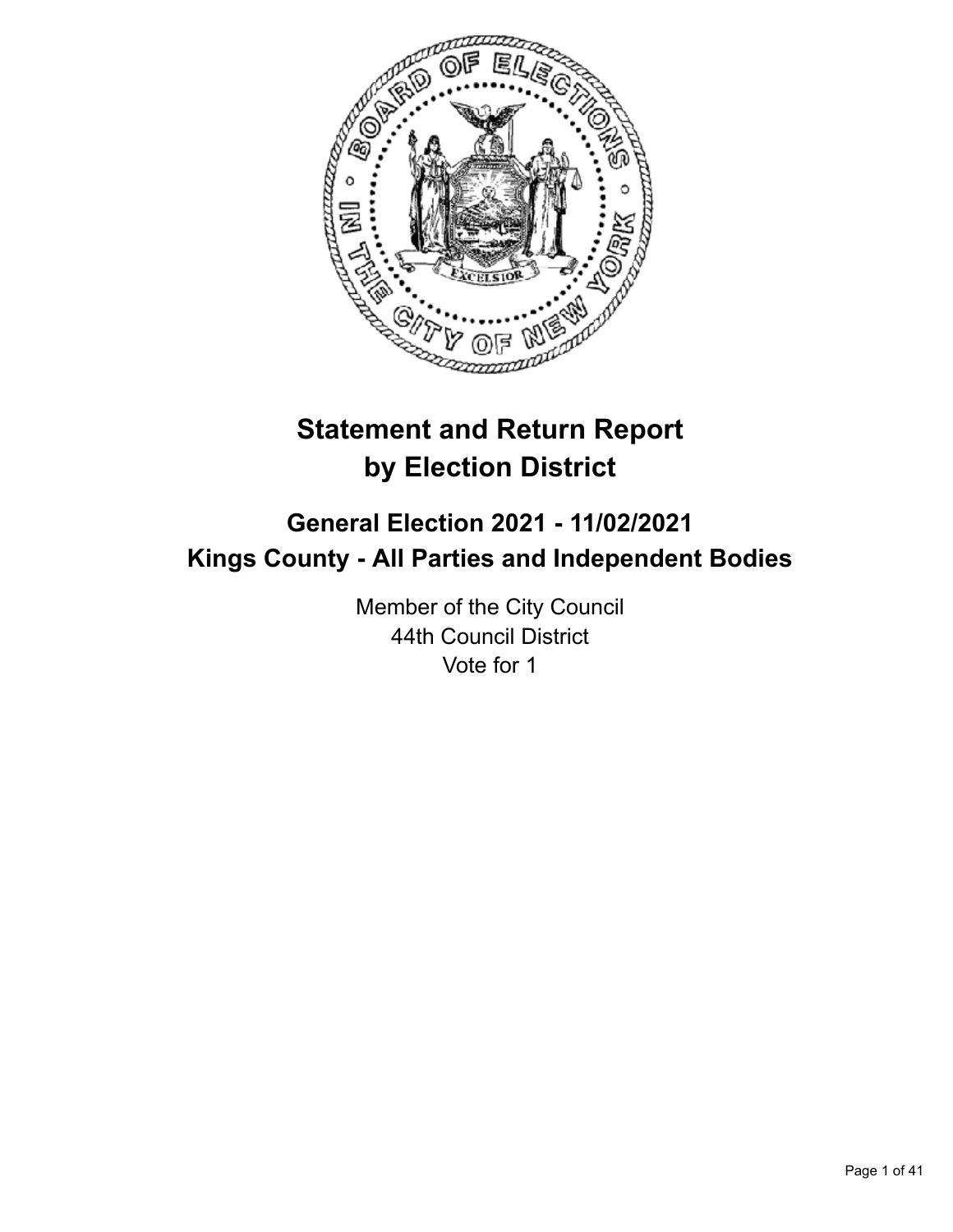# Statement and Return Report by Election District

## General Election 2021 - 11/02/2021
## Kings County - All Parties and Independent Bodies

Member of the City Council
44th Council District
Vote for 1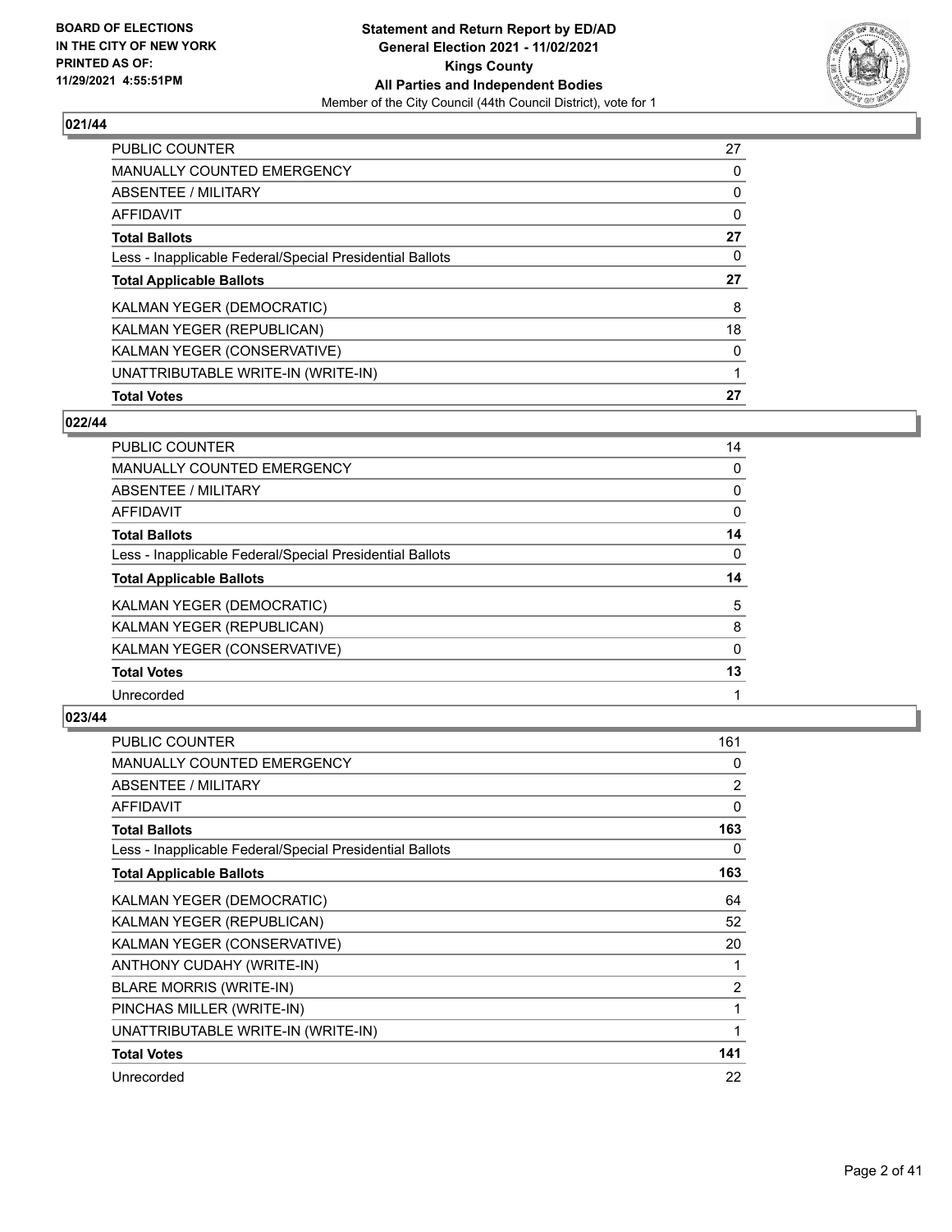## 021/44

| | |
|---|---|
| PUBLIC COUNTER | 27 |
| MANUALLY COUNTED EMERGENCY | 0 |
| ABSENTEE / MILITARY | 0 |
| AFFIDAVIT | 0 |
| **Total Ballots** | **27** |
| Less - Inapplicable Federal/Special Presidential Ballots | 0 |
| **Total Applicable Ballots** | **27** |
| KALMAN YEGER (DEMOCRATIC) | 8 |
| KALMAN YEGER (REPUBLICAN) | 18 |
| KALMAN YEGER (CONSERVATIVE) | 0 |
| UNATTRIBUTABLE WRITE-IN (WRITE-IN) | 1 |
| **Total Votes** | **27** |

## 022/44

| | |
|---|---|
| PUBLIC COUNTER | 14 |
| MANUALLY COUNTED EMERGENCY | 0 |
| ABSENTEE / MILITARY | 0 |
| AFFIDAVIT | 0 |
| **Total Ballots** | **14** |
| Less - Inapplicable Federal/Special Presidential Ballots | 0 |
| **Total Applicable Ballots** | **14** |
| KALMAN YEGER (DEMOCRATIC) | 5 |
| KALMAN YEGER (REPUBLICAN) | 8 |
| KALMAN YEGER (CONSERVATIVE) | 0 |
| **Total Votes** | **13** |
| Unrecorded | 1 |

## 023/44

| | |
|---|---|
| PUBLIC COUNTER | 161 |
| MANUALLY COUNTED EMERGENCY | 0 |
| ABSENTEE / MILITARY | 2 |
| AFFIDAVIT | 0 |
| **Total Ballots** | **163** |
| Less - Inapplicable Federal/Special Presidential Ballots | 0 |
| **Total Applicable Ballots** | **163** |
| KALMAN YEGER (DEMOCRATIC) | 64 |
| KALMAN YEGER (REPUBLICAN) | 52 |
| KALMAN YEGER (CONSERVATIVE) | 20 |
| ANTHONY CUDAHY (WRITE-IN) | 1 |
| BLARE MORRIS (WRITE-IN) | 2 |
| PINCHAS MILLER (WRITE-IN) | 1 |
| UNATTRIBUTABLE WRITE-IN (WRITE-IN) | 1 |
| **Total Votes** | **141** |
| Unrecorded | 22 |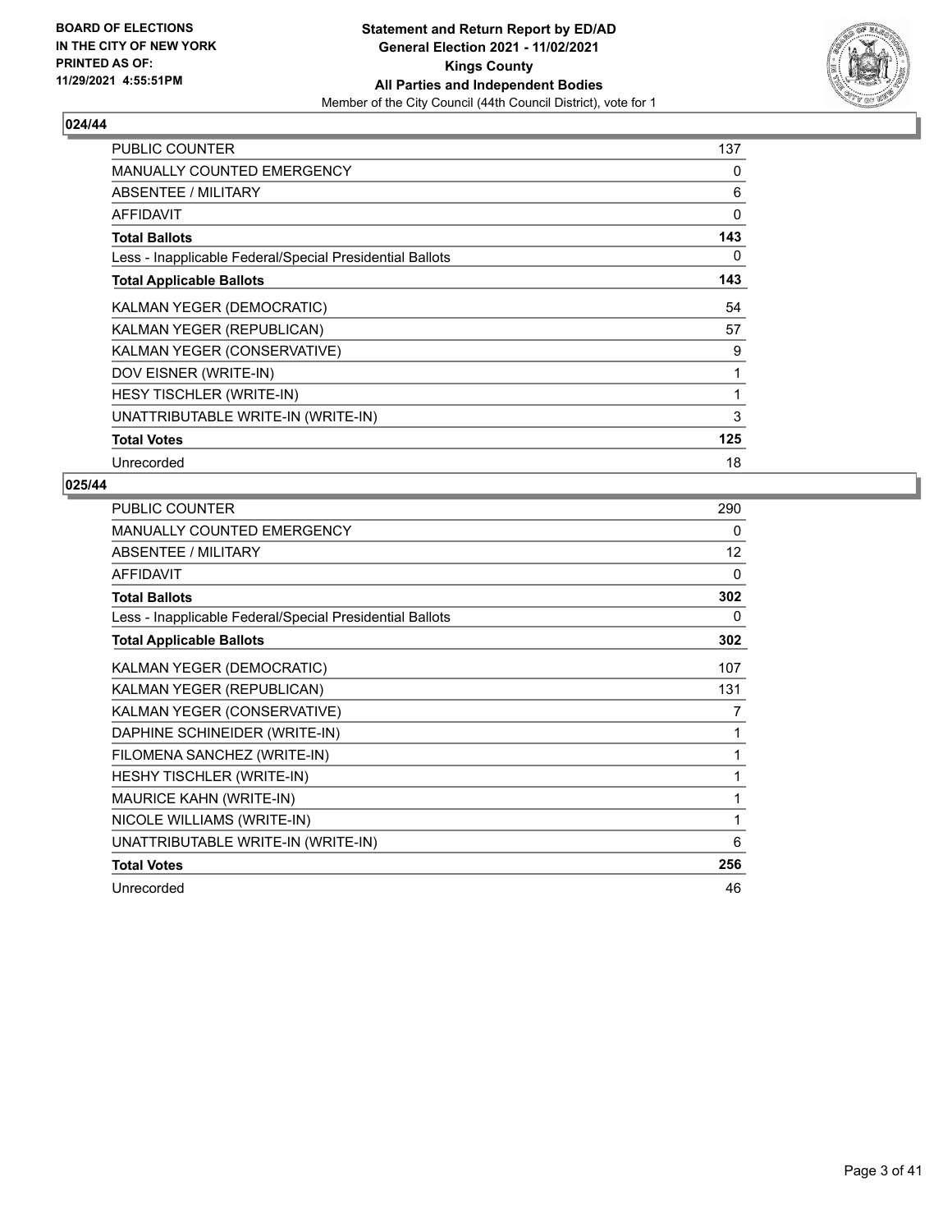## 024/44

| | |
|---|---|
| PUBLIC COUNTER | 137 |
| MANUALLY COUNTED EMERGENCY | 0 |
| ABSENTEE / MILITARY | 6 |
| AFFIDAVIT | 0 |
| **Total Ballots** | **143** |
| Less - Inapplicable Federal/Special Presidential Ballots | 0 |
| **Total Applicable Ballots** | **143** |
| KALMAN YEGER (DEMOCRATIC) | 54 |
| KALMAN YEGER (REPUBLICAN) | 57 |
| KALMAN YEGER (CONSERVATIVE) | 9 |
| DOV EISNER (WRITE-IN) | 1 |
| HESY TISCHLER (WRITE-IN) | 1 |
| UNATTRIBUTABLE WRITE-IN (WRITE-IN) | 3 |
| **Total Votes** | **125** |
| Unrecorded | 18 |

## 025/44

| | |
|---|---|
| PUBLIC COUNTER | 290 |
| MANUALLY COUNTED EMERGENCY | 0 |
| ABSENTEE / MILITARY | 12 |
| AFFIDAVIT | 0 |
| **Total Ballots** | **302** |
| Less - Inapplicable Federal/Special Presidential Ballots | 0 |
| **Total Applicable Ballots** | **302** |
| KALMAN YEGER (DEMOCRATIC) | 107 |
| KALMAN YEGER (REPUBLICAN) | 131 |
| KALMAN YEGER (CONSERVATIVE) | 7 |
| DAPHINE SCHINEIDER (WRITE-IN) | 1 |
| FILOMENA SANCHEZ (WRITE-IN) | 1 |
| HESHY TISCHLER (WRITE-IN) | 1 |
| MAURICE KAHN (WRITE-IN) | 1 |
| NICOLE WILLIAMS (WRITE-IN) | 1 |
| UNATTRIBUTABLE WRITE-IN (WRITE-IN) | 6 |
| **Total Votes** | **256** |
| Unrecorded | 46 |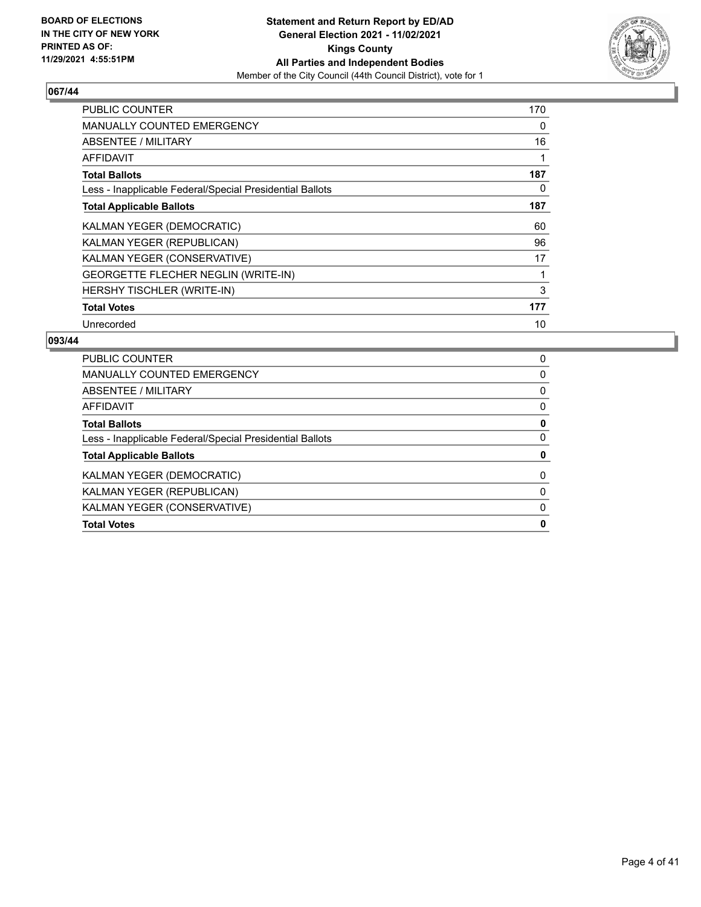**BOARD OF ELECTIONS IN THE CITY OF NEW YORK PRINTED AS OF: 11/29/2021 4:55:51PM**

**Statement and Return Report by ED/AD**
**General Election 2021 - 11/02/2021**
**Kings County**
**All Parties and Independent Bodies**
Member of the City Council (44th Council District), vote for 1

## 067/44

| | |
|---|---|
| PUBLIC COUNTER | 170 |
| MANUALLY COUNTED EMERGENCY | 0 |
| ABSENTEE / MILITARY | 16 |
| AFFIDAVIT | 1 |
| **Total Ballots** | **187** |
| Less - Inapplicable Federal/Special Presidential Ballots | 0 |
| **Total Applicable Ballots** | **187** |
| KALMAN YEGER (DEMOCRATIC) | 60 |
| KALMAN YEGER (REPUBLICAN) | 96 |
| KALMAN YEGER (CONSERVATIVE) | 17 |
| GEORGETTE FLECHER NEGLIN (WRITE-IN) | 1 |
| HERSHY TISCHLER (WRITE-IN) | 3 |
| **Total Votes** | **177** |
| Unrecorded | 10 |

## 093/44

| | |
|---|---|
| PUBLIC COUNTER | 0 |
| MANUALLY COUNTED EMERGENCY | 0 |
| ABSENTEE / MILITARY | 0 |
| AFFIDAVIT | 0 |
| **Total Ballots** | **0** |
| Less - Inapplicable Federal/Special Presidential Ballots | 0 |
| **Total Applicable Ballots** | **0** |
| KALMAN YEGER (DEMOCRATIC) | 0 |
| KALMAN YEGER (REPUBLICAN) | 0 |
| KALMAN YEGER (CONSERVATIVE) | 0 |
| **Total Votes** | **0** |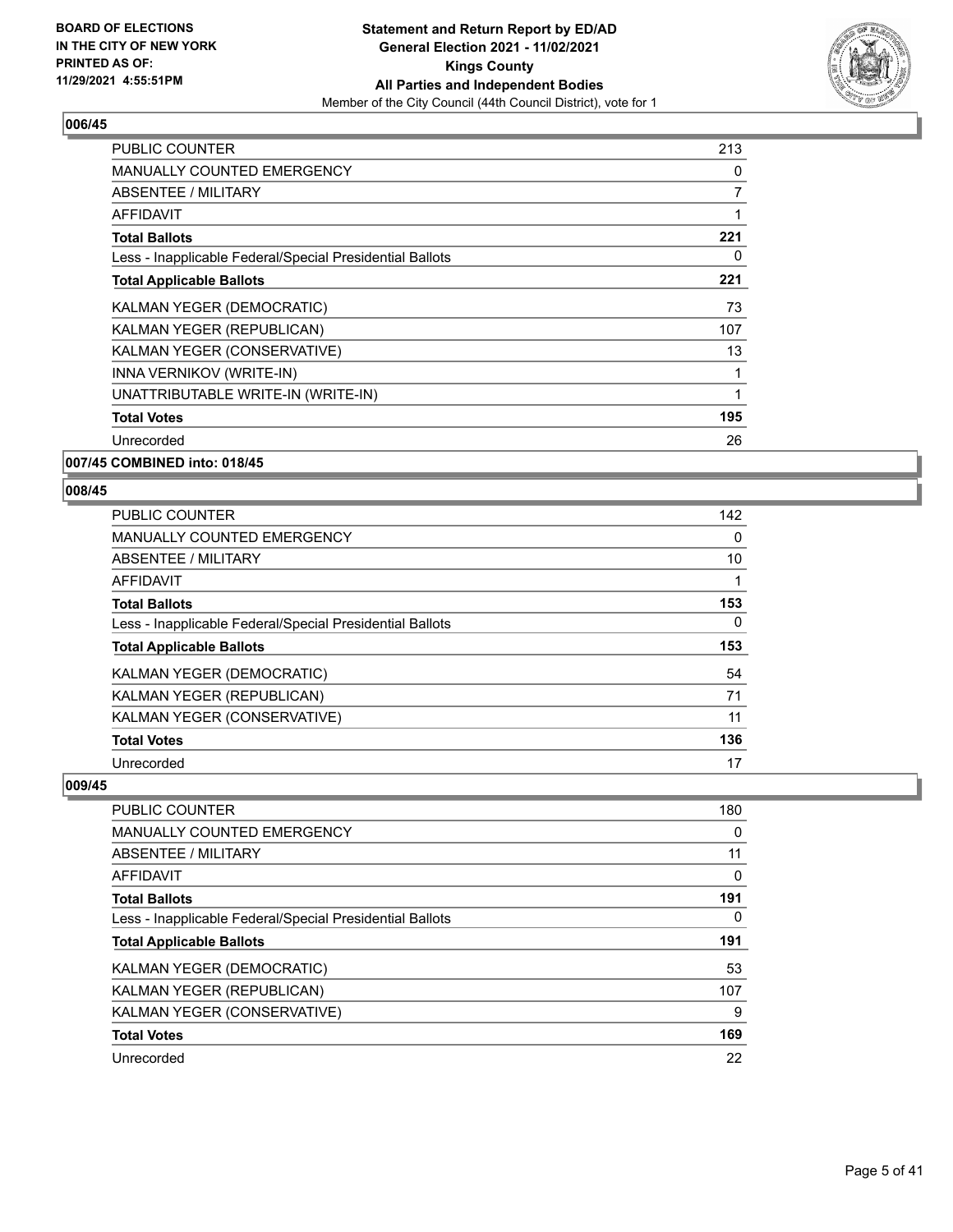## 006/45

| | |
|---|---|
| PUBLIC COUNTER | 213 |
| MANUALLY COUNTED EMERGENCY | 0 |
| ABSENTEE / MILITARY | 7 |
| AFFIDAVIT | 1 |
| **Total Ballots** | **221** |
| Less - Inapplicable Federal/Special Presidential Ballots | 0 |
| **Total Applicable Ballots** | **221** |
| KALMAN YEGER (DEMOCRATIC) | 73 |
| KALMAN YEGER (REPUBLICAN) | 107 |
| KALMAN YEGER (CONSERVATIVE) | 13 |
| INNA VERNIKOV (WRITE-IN) | 1 |
| UNATTRIBUTABLE WRITE-IN (WRITE-IN) | 1 |
| **Total Votes** | **195** |
| Unrecorded | 26 |

## 007/45 COMBINED into: 018/45

## 008/45

| | |
|---|---|
| PUBLIC COUNTER | 142 |
| MANUALLY COUNTED EMERGENCY | 0 |
| ABSENTEE / MILITARY | 10 |
| AFFIDAVIT | 1 |
| **Total Ballots** | **153** |
| Less - Inapplicable Federal/Special Presidential Ballots | 0 |
| **Total Applicable Ballots** | **153** |
| KALMAN YEGER (DEMOCRATIC) | 54 |
| KALMAN YEGER (REPUBLICAN) | 71 |
| KALMAN YEGER (CONSERVATIVE) | 11 |
| **Total Votes** | **136** |
| Unrecorded | 17 |

## 009/45

| | |
|---|---|
| PUBLIC COUNTER | 180 |
| MANUALLY COUNTED EMERGENCY | 0 |
| ABSENTEE / MILITARY | 11 |
| AFFIDAVIT | 0 |
| **Total Ballots** | **191** |
| Less - Inapplicable Federal/Special Presidential Ballots | 0 |
| **Total Applicable Ballots** | **191** |
| KALMAN YEGER (DEMOCRATIC) | 53 |
| KALMAN YEGER (REPUBLICAN) | 107 |
| KALMAN YEGER (CONSERVATIVE) | 9 |
| **Total Votes** | **169** |
| Unrecorded | 22 |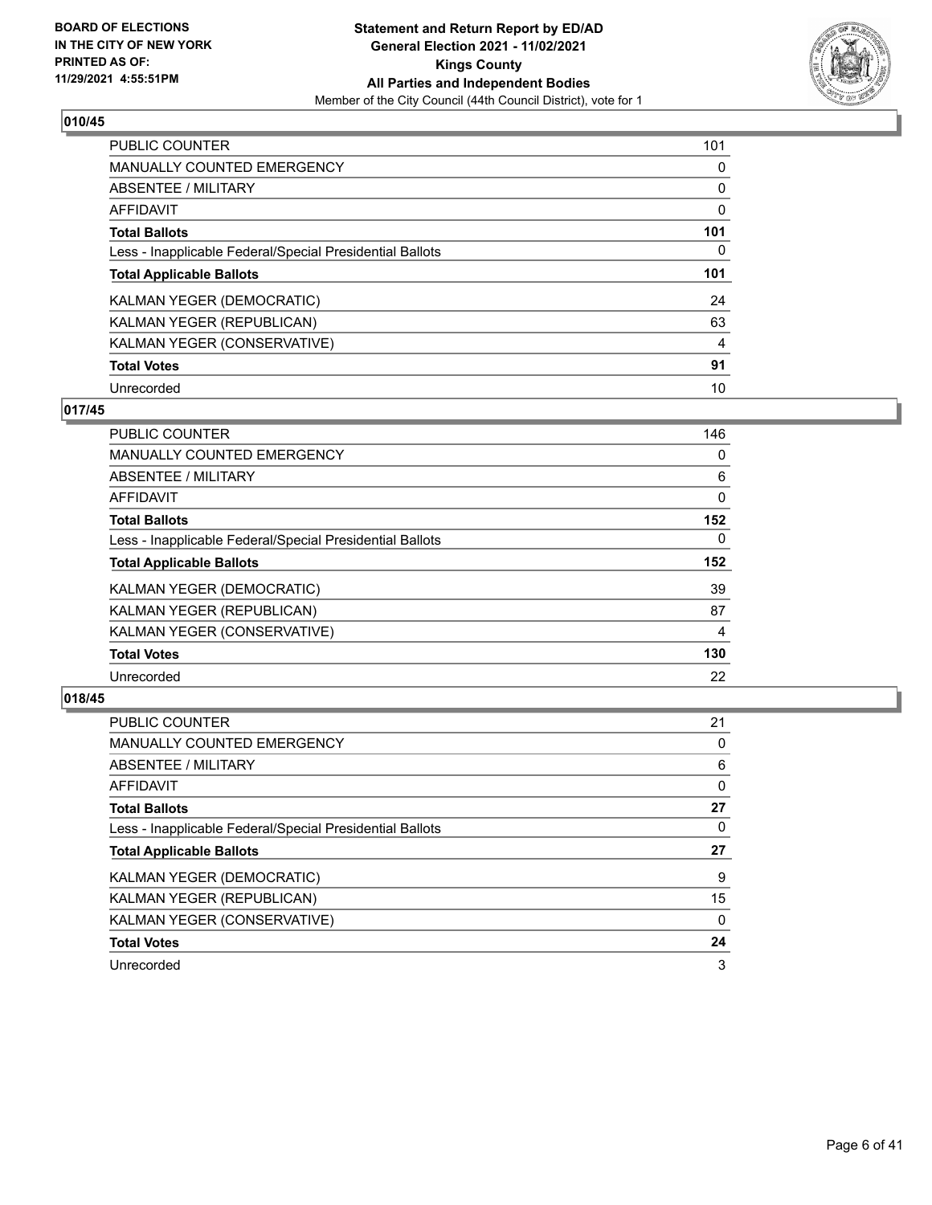**BOARD OF ELECTIONS IN THE CITY OF NEW YORK PRINTED AS OF: 11/29/2021 4:55:51PM**

**Statement and Return Report by ED/AD General Election 2021 - 11/02/2021 Kings County All Parties and Independent Bodies**
Member of the City Council (44th Council District), vote for 1

## 010/45

| | |
|---|---|
| PUBLIC COUNTER | 101 |
| MANUALLY COUNTED EMERGENCY | 0 |
| ABSENTEE / MILITARY | 0 |
| AFFIDAVIT | 0 |
| **Total Ballots** | **101** |
| Less - Inapplicable Federal/Special Presidential Ballots | 0 |
| **Total Applicable Ballots** | **101** |
| KALMAN YEGER (DEMOCRATIC) | 24 |
| KALMAN YEGER (REPUBLICAN) | 63 |
| KALMAN YEGER (CONSERVATIVE) | 4 |
| **Total Votes** | **91** |
| Unrecorded | 10 |

## 017/45

| | |
|---|---|
| PUBLIC COUNTER | 146 |
| MANUALLY COUNTED EMERGENCY | 0 |
| ABSENTEE / MILITARY | 6 |
| AFFIDAVIT | 0 |
| **Total Ballots** | **152** |
| Less - Inapplicable Federal/Special Presidential Ballots | 0 |
| **Total Applicable Ballots** | **152** |
| KALMAN YEGER (DEMOCRATIC) | 39 |
| KALMAN YEGER (REPUBLICAN) | 87 |
| KALMAN YEGER (CONSERVATIVE) | 4 |
| **Total Votes** | **130** |
| Unrecorded | 22 |

## 018/45

| | |
|---|---|
| PUBLIC COUNTER | 21 |
| MANUALLY COUNTED EMERGENCY | 0 |
| ABSENTEE / MILITARY | 6 |
| AFFIDAVIT | 0 |
| **Total Ballots** | **27** |
| Less - Inapplicable Federal/Special Presidential Ballots | 0 |
| **Total Applicable Ballots** | **27** |
| KALMAN YEGER (DEMOCRATIC) | 9 |
| KALMAN YEGER (REPUBLICAN) | 15 |
| KALMAN YEGER (CONSERVATIVE) | 0 |
| **Total Votes** | **24** |
| Unrecorded | 3 |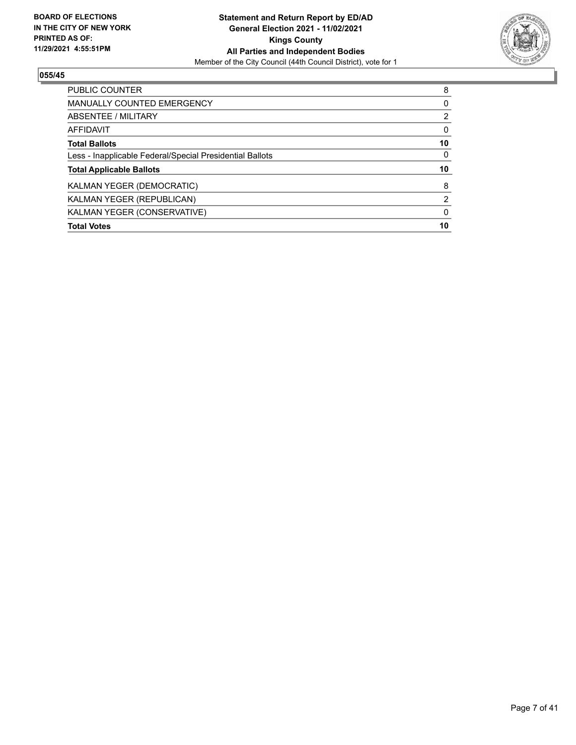**BOARD OF ELECTIONS IN THE CITY OF NEW YORK PRINTED AS OF: 11/29/2021 4:55:51PM**

**Statement and Return Report by ED/AD**
**General Election 2021 - 11/02/2021**
**Kings County**
**All Parties and Independent Bodies**
Member of the City Council (44th Council District), vote for 1

## 055/45

| | |
|---|---|
| PUBLIC COUNTER | 8 |
| MANUALLY COUNTED EMERGENCY | 0 |
| ABSENTEE / MILITARY | 2 |
| AFFIDAVIT | 0 |
| **Total Ballots** | **10** |
| Less - Inapplicable Federal/Special Presidential Ballots | 0 |
| **Total Applicable Ballots** | **10** |
| KALMAN YEGER (DEMOCRATIC) | 8 |
| KALMAN YEGER (REPUBLICAN) | 2 |
| KALMAN YEGER (CONSERVATIVE) | 0 |
| **Total Votes** | **10** |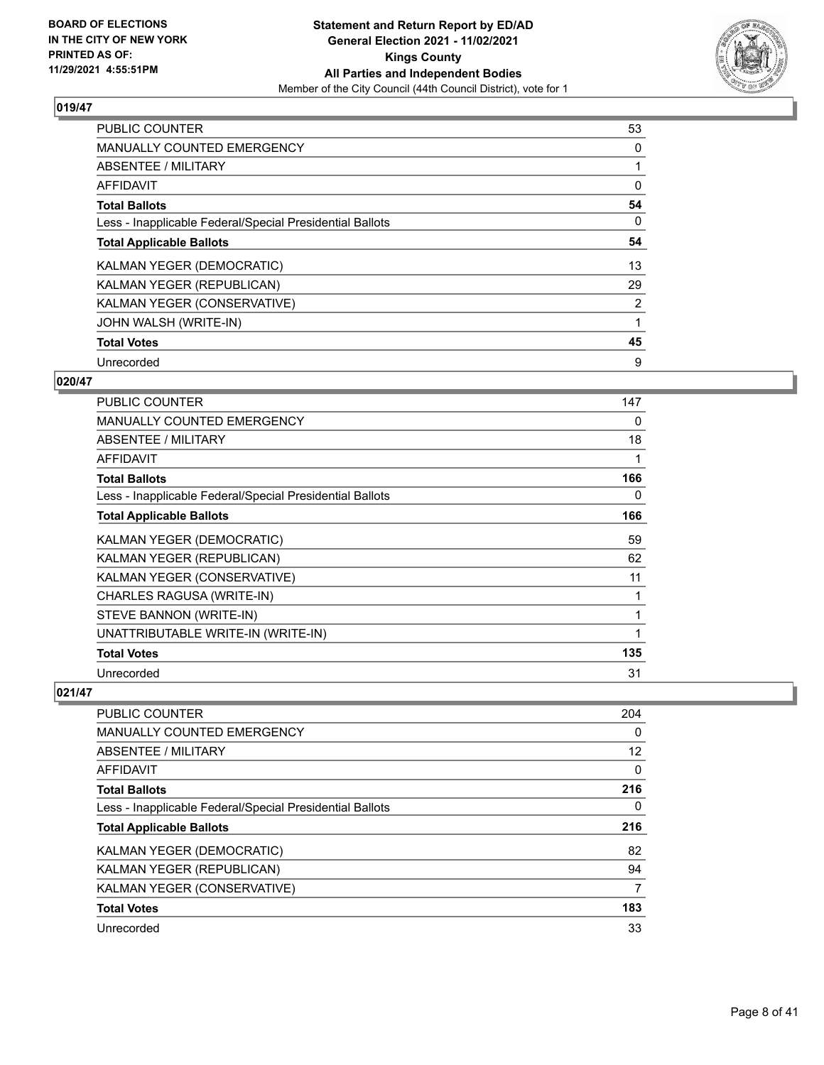### 019/47

| | |
|---|---|
| PUBLIC COUNTER | 53 |
| MANUALLY COUNTED EMERGENCY | 0 |
| ABSENTEE / MILITARY | 1 |
| AFFIDAVIT | 0 |
| **Total Ballots** | **54** |
| Less - Inapplicable Federal/Special Presidential Ballots | 0 |
| **Total Applicable Ballots** | **54** |
| KALMAN YEGER (DEMOCRATIC) | 13 |
| KALMAN YEGER (REPUBLICAN) | 29 |
| KALMAN YEGER (CONSERVATIVE) | 2 |
| JOHN WALSH (WRITE-IN) | 1 |
| **Total Votes** | **45** |
| Unrecorded | 9 |

### 020/47

| | |
|---|---|
| PUBLIC COUNTER | 147 |
| MANUALLY COUNTED EMERGENCY | 0 |
| ABSENTEE / MILITARY | 18 |
| AFFIDAVIT | 1 |
| **Total Ballots** | **166** |
| Less - Inapplicable Federal/Special Presidential Ballots | 0 |
| **Total Applicable Ballots** | **166** |
| KALMAN YEGER (DEMOCRATIC) | 59 |
| KALMAN YEGER (REPUBLICAN) | 62 |
| KALMAN YEGER (CONSERVATIVE) | 11 |
| CHARLES RAGUSA (WRITE-IN) | 1 |
| STEVE BANNON (WRITE-IN) | 1 |
| UNATTRIBUTABLE WRITE-IN (WRITE-IN) | 1 |
| **Total Votes** | **135** |
| Unrecorded | 31 |

### 021/47

| | |
|---|---|
| PUBLIC COUNTER | 204 |
| MANUALLY COUNTED EMERGENCY | 0 |
| ABSENTEE / MILITARY | 12 |
| AFFIDAVIT | 0 |
| **Total Ballots** | **216** |
| Less - Inapplicable Federal/Special Presidential Ballots | 0 |
| **Total Applicable Ballots** | **216** |
| KALMAN YEGER (DEMOCRATIC) | 82 |
| KALMAN YEGER (REPUBLICAN) | 94 |
| KALMAN YEGER (CONSERVATIVE) | 7 |
| **Total Votes** | **183** |
| Unrecorded | 33 |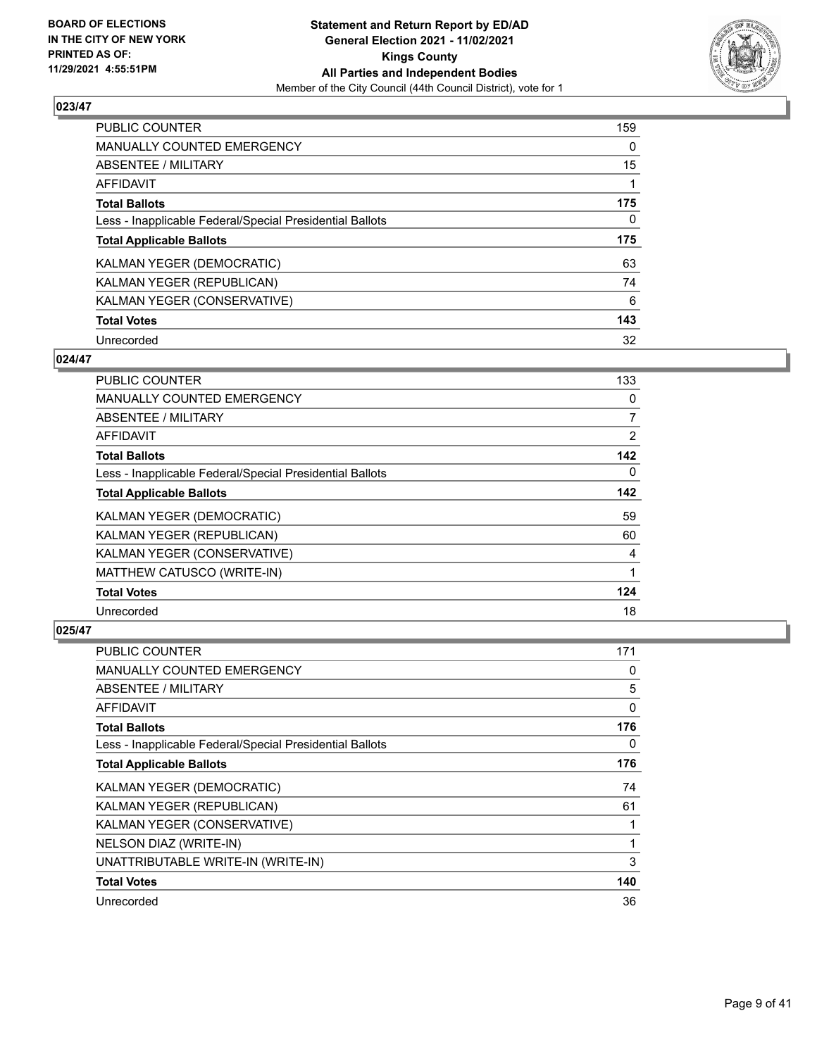## 023/47

| | |
|---|---|
| PUBLIC COUNTER | 159 |
| MANUALLY COUNTED EMERGENCY | 0 |
| ABSENTEE / MILITARY | 15 |
| AFFIDAVIT | 1 |
| **Total Ballots** | **175** |
| Less - Inapplicable Federal/Special Presidential Ballots | 0 |
| **Total Applicable Ballots** | **175** |
| KALMAN YEGER (DEMOCRATIC) | 63 |
| KALMAN YEGER (REPUBLICAN) | 74 |
| KALMAN YEGER (CONSERVATIVE) | 6 |
| **Total Votes** | **143** |
| Unrecorded | 32 |

## 024/47

| | |
|---|---|
| PUBLIC COUNTER | 133 |
| MANUALLY COUNTED EMERGENCY | 0 |
| ABSENTEE / MILITARY | 7 |
| AFFIDAVIT | 2 |
| **Total Ballots** | **142** |
| Less - Inapplicable Federal/Special Presidential Ballots | 0 |
| **Total Applicable Ballots** | **142** |
| KALMAN YEGER (DEMOCRATIC) | 59 |
| KALMAN YEGER (REPUBLICAN) | 60 |
| KALMAN YEGER (CONSERVATIVE) | 4 |
| MATTHEW CATUSCO (WRITE-IN) | 1 |
| **Total Votes** | **124** |
| Unrecorded | 18 |

## 025/47

| | |
|---|---|
| PUBLIC COUNTER | 171 |
| MANUALLY COUNTED EMERGENCY | 0 |
| ABSENTEE / MILITARY | 5 |
| AFFIDAVIT | 0 |
| **Total Ballots** | **176** |
| Less - Inapplicable Federal/Special Presidential Ballots | 0 |
| **Total Applicable Ballots** | **176** |
| KALMAN YEGER (DEMOCRATIC) | 74 |
| KALMAN YEGER (REPUBLICAN) | 61 |
| KALMAN YEGER (CONSERVATIVE) | 1 |
| NELSON DIAZ (WRITE-IN) | 1 |
| UNATTRIBUTABLE WRITE-IN (WRITE-IN) | 3 |
| **Total Votes** | **140** |
| Unrecorded | 36 |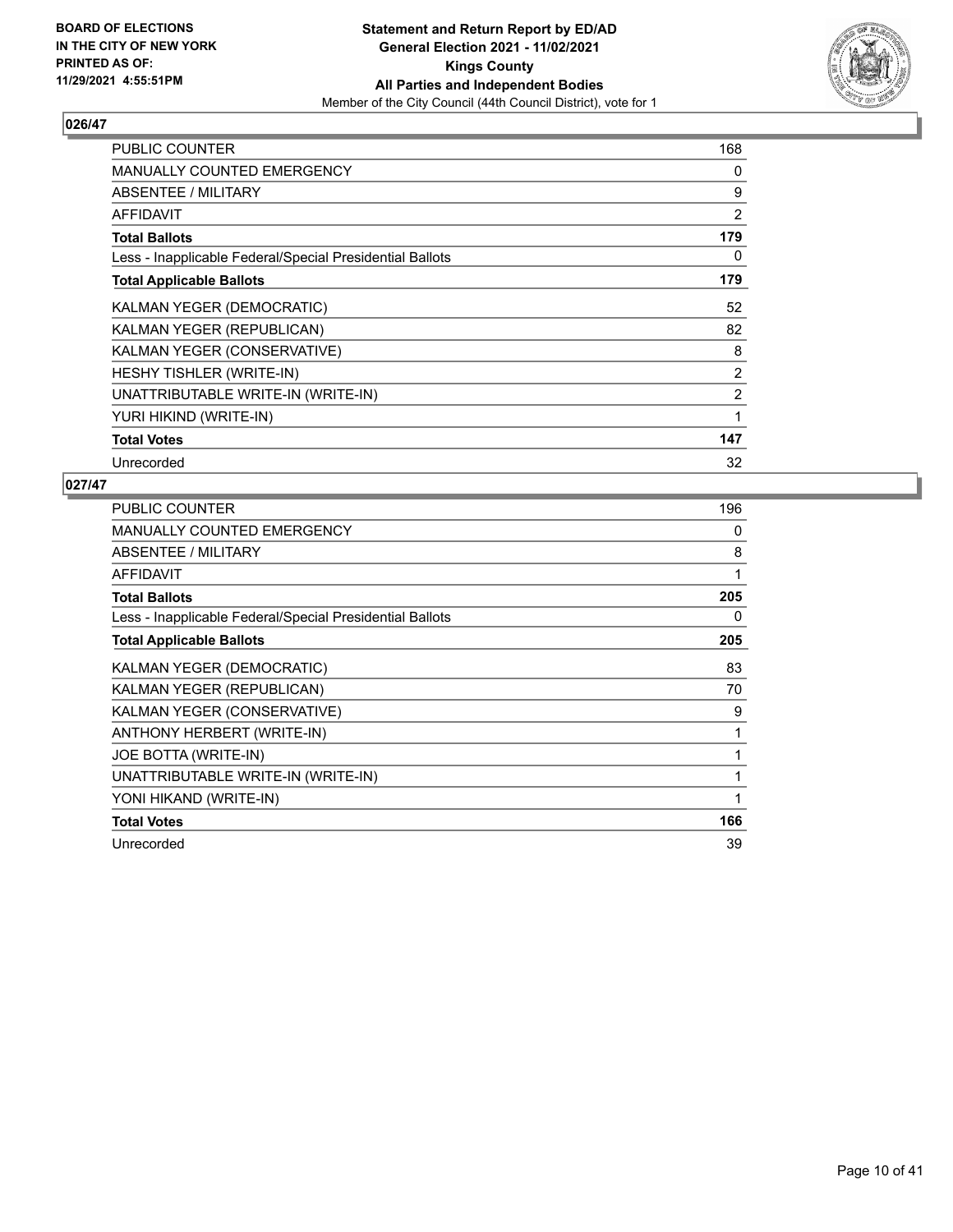**BOARD OF ELECTIONS IN THE CITY OF NEW YORK PRINTED AS OF: 11/29/2021 4:55:51PM**

**Statement and Return Report by ED/AD General Election 2021 - 11/02/2021 Kings County All Parties and Independent Bodies**

Member of the City Council (44th Council District), vote for 1

## 026/47

| | |
|---|---|
| PUBLIC COUNTER | 168 |
| MANUALLY COUNTED EMERGENCY | 0 |
| ABSENTEE / MILITARY | 9 |
| AFFIDAVIT | 2 |
| **Total Ballots** | **179** |
| Less - Inapplicable Federal/Special Presidential Ballots | 0 |
| **Total Applicable Ballots** | **179** |
| KALMAN YEGER (DEMOCRATIC) | 52 |
| KALMAN YEGER (REPUBLICAN) | 82 |
| KALMAN YEGER (CONSERVATIVE) | 8 |
| HESHY TISHLER (WRITE-IN) | 2 |
| UNATTRIBUTABLE WRITE-IN (WRITE-IN) | 2 |
| YURI HIKIND (WRITE-IN) | 1 |
| **Total Votes** | **147** |
| Unrecorded | 32 |

## 027/47

| | |
|---|---|
| PUBLIC COUNTER | 196 |
| MANUALLY COUNTED EMERGENCY | 0 |
| ABSENTEE / MILITARY | 8 |
| AFFIDAVIT | 1 |
| **Total Ballots** | **205** |
| Less - Inapplicable Federal/Special Presidential Ballots | 0 |
| **Total Applicable Ballots** | **205** |
| KALMAN YEGER (DEMOCRATIC) | 83 |
| KALMAN YEGER (REPUBLICAN) | 70 |
| KALMAN YEGER (CONSERVATIVE) | 9 |
| ANTHONY HERBERT (WRITE-IN) | 1 |
| JOE BOTTA (WRITE-IN) | 1 |
| UNATTRIBUTABLE WRITE-IN (WRITE-IN) | 1 |
| YONI HIKAND (WRITE-IN) | 1 |
| **Total Votes** | **166** |
| Unrecorded | 39 |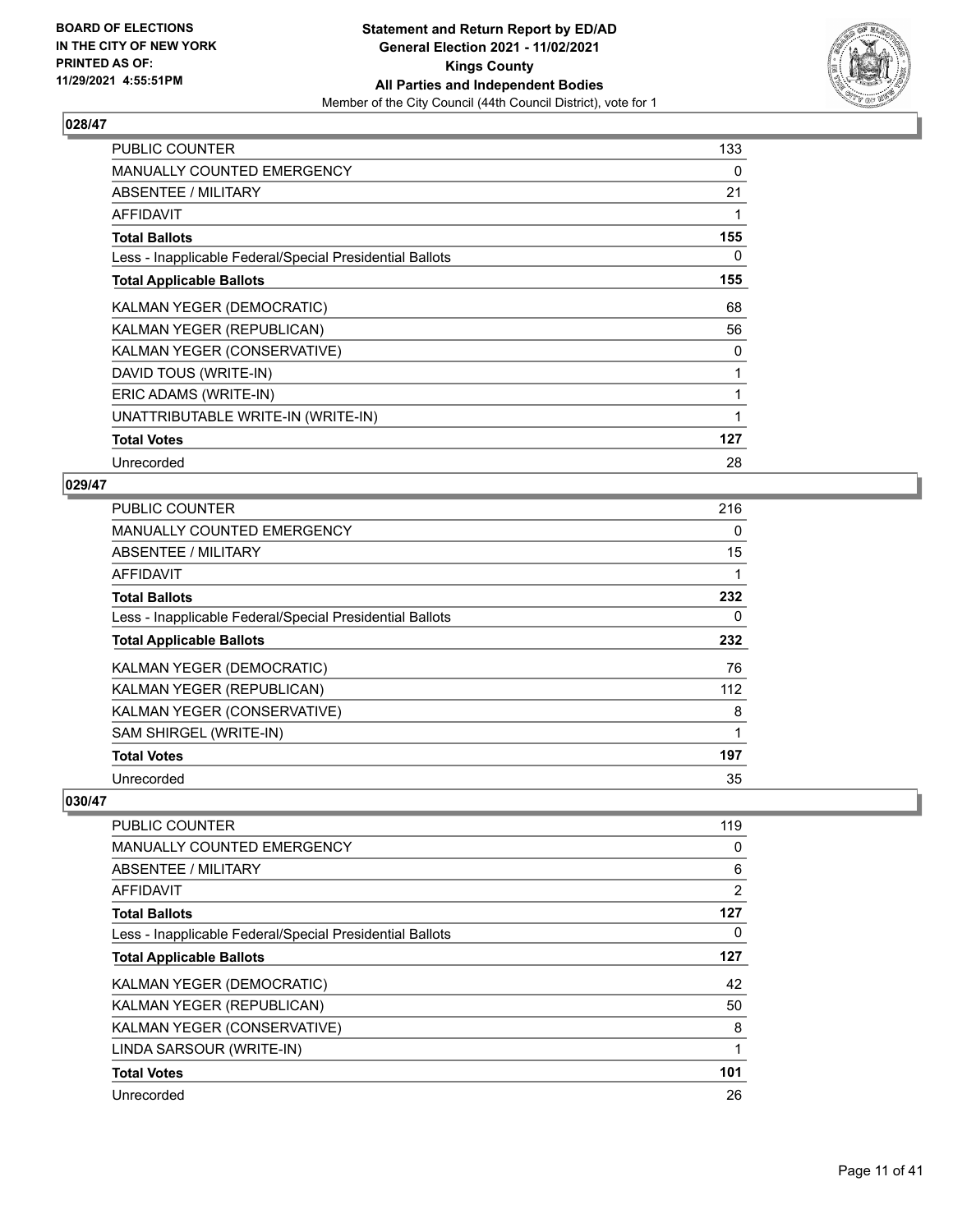**BOARD OF ELECTIONS IN THE CITY OF NEW YORK PRINTED AS OF: 11/29/2021 4:55:51PM**

**Statement and Return Report by ED/AD General Election 2021 - 11/02/2021 Kings County All Parties and Independent Bodies**

Member of the City Council (44th Council District), vote for 1

### 028/47

| | |
|---|---|
| PUBLIC COUNTER | 133 |
| MANUALLY COUNTED EMERGENCY | 0 |
| ABSENTEE / MILITARY | 21 |
| AFFIDAVIT | 1 |
| **Total Ballots** | **155** |
| Less - Inapplicable Federal/Special Presidential Ballots | 0 |
| **Total Applicable Ballots** | **155** |
| KALMAN YEGER (DEMOCRATIC) | 68 |
| KALMAN YEGER (REPUBLICAN) | 56 |
| KALMAN YEGER (CONSERVATIVE) | 0 |
| DAVID TOUS (WRITE-IN) | 1 |
| ERIC ADAMS (WRITE-IN) | 1 |
| UNATTRIBUTABLE WRITE-IN (WRITE-IN) | 1 |
| **Total Votes** | **127** |
| Unrecorded | 28 |

### 029/47

| | |
|---|---|
| PUBLIC COUNTER | 216 |
| MANUALLY COUNTED EMERGENCY | 0 |
| ABSENTEE / MILITARY | 15 |
| AFFIDAVIT | 1 |
| **Total Ballots** | **232** |
| Less - Inapplicable Federal/Special Presidential Ballots | 0 |
| **Total Applicable Ballots** | **232** |
| KALMAN YEGER (DEMOCRATIC) | 76 |
| KALMAN YEGER (REPUBLICAN) | 112 |
| KALMAN YEGER (CONSERVATIVE) | 8 |
| SAM SHIRGEL (WRITE-IN) | 1 |
| **Total Votes** | **197** |
| Unrecorded | 35 |

### 030/47

| | |
|---|---|
| PUBLIC COUNTER | 119 |
| MANUALLY COUNTED EMERGENCY | 0 |
| ABSENTEE / MILITARY | 6 |
| AFFIDAVIT | 2 |
| **Total Ballots** | **127** |
| Less - Inapplicable Federal/Special Presidential Ballots | 0 |
| **Total Applicable Ballots** | **127** |
| KALMAN YEGER (DEMOCRATIC) | 42 |
| KALMAN YEGER (REPUBLICAN) | 50 |
| KALMAN YEGER (CONSERVATIVE) | 8 |
| LINDA SARSOUR (WRITE-IN) | 1 |
| **Total Votes** | **101** |
| Unrecorded | 26 |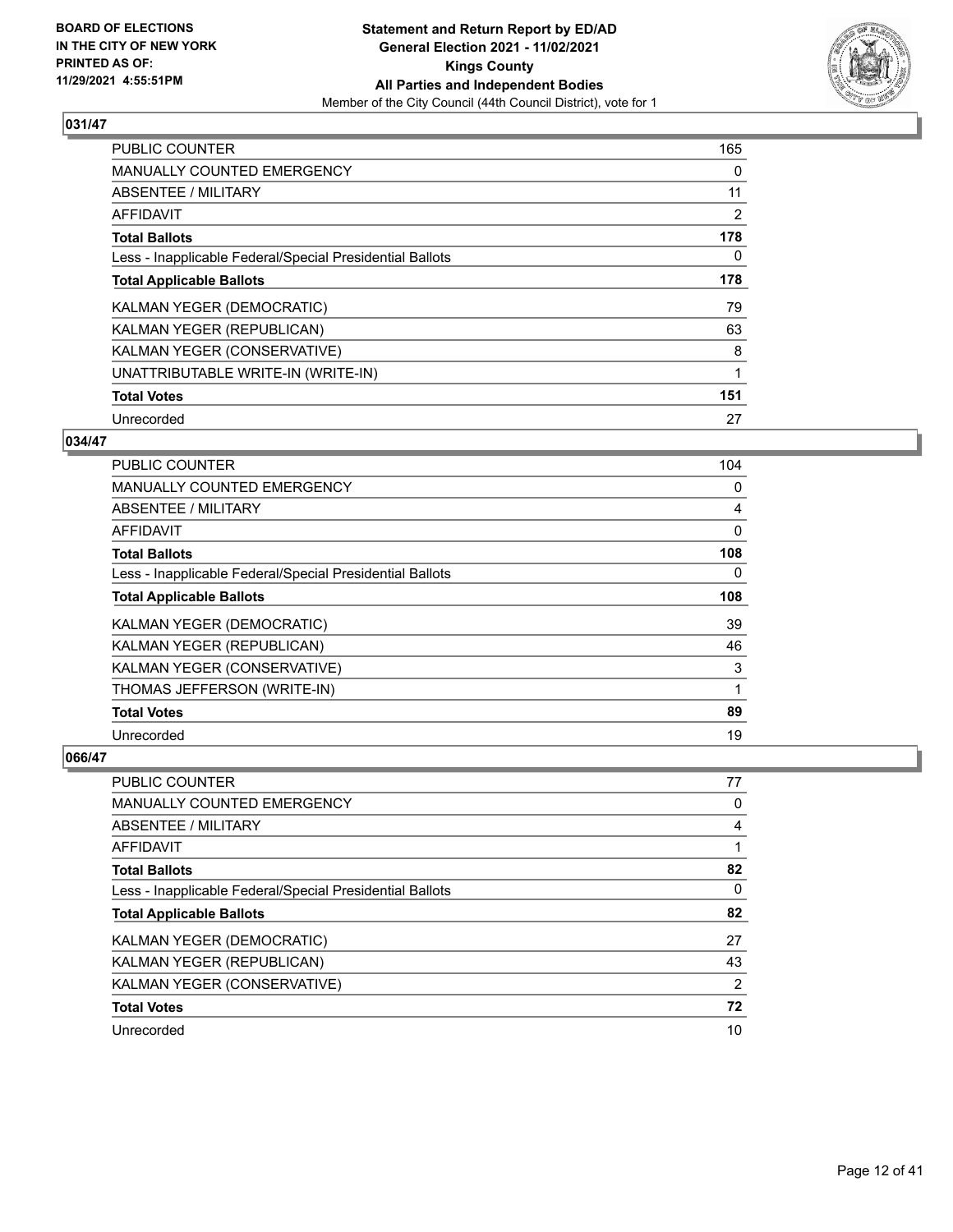BOARD OF ELECTIONS
IN THE CITY OF NEW YORK
PRINTED AS OF:
11/29/2021 4:55:51PM

**Statement and Return Report by ED/AD**
**General Election 2021 - 11/02/2021**
**Kings County**
**All Parties and Independent Bodies**
Member of the City Council (44th Council District), vote for 1

## 031/47

| | |
|---|---|
| PUBLIC COUNTER | 165 |
| MANUALLY COUNTED EMERGENCY | 0 |
| ABSENTEE / MILITARY | 11 |
| AFFIDAVIT | 2 |
| **Total Ballots** | **178** |
| Less - Inapplicable Federal/Special Presidential Ballots | 0 |
| **Total Applicable Ballots** | **178** |
| KALMAN YEGER (DEMOCRATIC) | 79 |
| KALMAN YEGER (REPUBLICAN) | 63 |
| KALMAN YEGER (CONSERVATIVE) | 8 |
| UNATTRIBUTABLE WRITE-IN (WRITE-IN) | 1 |
| **Total Votes** | **151** |
| Unrecorded | 27 |

## 034/47

| | |
|---|---|
| PUBLIC COUNTER | 104 |
| MANUALLY COUNTED EMERGENCY | 0 |
| ABSENTEE / MILITARY | 4 |
| AFFIDAVIT | 0 |
| **Total Ballots** | **108** |
| Less - Inapplicable Federal/Special Presidential Ballots | 0 |
| **Total Applicable Ballots** | **108** |
| KALMAN YEGER (DEMOCRATIC) | 39 |
| KALMAN YEGER (REPUBLICAN) | 46 |
| KALMAN YEGER (CONSERVATIVE) | 3 |
| THOMAS JEFFERSON (WRITE-IN) | 1 |
| **Total Votes** | **89** |
| Unrecorded | 19 |

## 066/47

| | |
|---|---|
| PUBLIC COUNTER | 77 |
| MANUALLY COUNTED EMERGENCY | 0 |
| ABSENTEE / MILITARY | 4 |
| AFFIDAVIT | 1 |
| **Total Ballots** | **82** |
| Less - Inapplicable Federal/Special Presidential Ballots | 0 |
| **Total Applicable Ballots** | **82** |
| KALMAN YEGER (DEMOCRATIC) | 27 |
| KALMAN YEGER (REPUBLICAN) | 43 |
| KALMAN YEGER (CONSERVATIVE) | 2 |
| **Total Votes** | **72** |
| Unrecorded | 10 |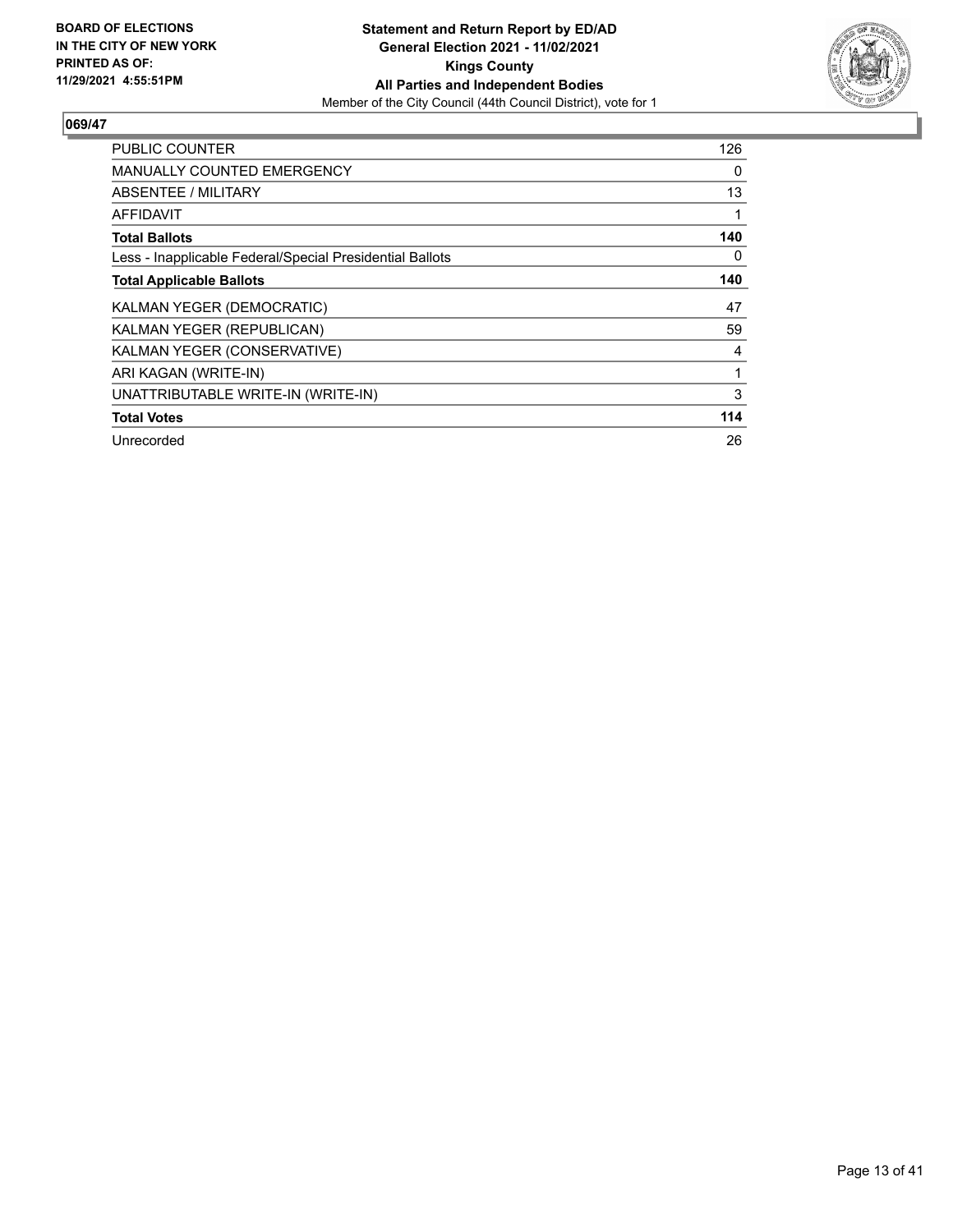**BOARD OF ELECTIONS IN THE CITY OF NEW YORK PRINTED AS OF: 11/29/2021 4:55:51PM**

**Statement and Return Report by ED/AD**
**General Election 2021 - 11/02/2021**
**Kings County**
**All Parties and Independent Bodies**
Member of the City Council (44th Council District), vote for 1

## 069/47

| | |
|---|---|
| PUBLIC COUNTER | 126 |
| MANUALLY COUNTED EMERGENCY | 0 |
| ABSENTEE / MILITARY | 13 |
| AFFIDAVIT | 1 |
| **Total Ballots** | **140** |
| Less - Inapplicable Federal/Special Presidential Ballots | 0 |
| **Total Applicable Ballots** | **140** |
| KALMAN YEGER (DEMOCRATIC) | 47 |
| KALMAN YEGER (REPUBLICAN) | 59 |
| KALMAN YEGER (CONSERVATIVE) | 4 |
| ARI KAGAN (WRITE-IN) | 1 |
| UNATTRIBUTABLE WRITE-IN (WRITE-IN) | 3 |
| **Total Votes** | **114** |
| Unrecorded | 26 |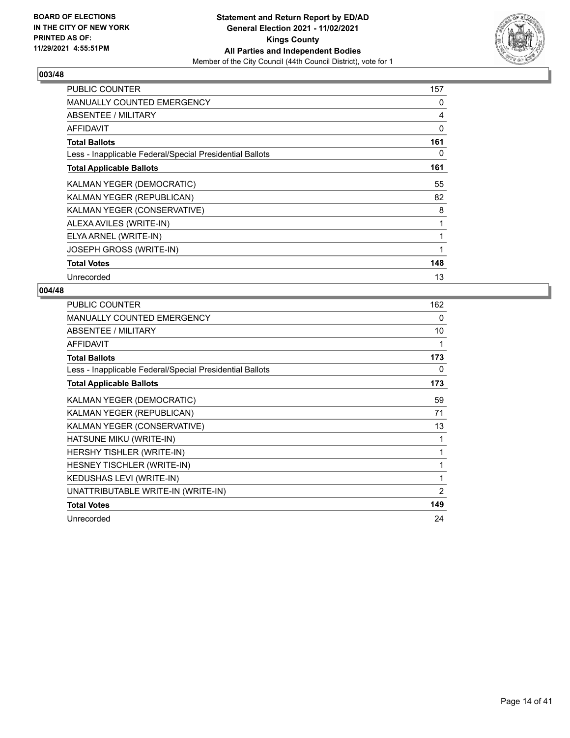BOARD OF ELECTIONS
IN THE CITY OF NEW YORK
PRINTED AS OF:
11/29/2021 4:55:51PM

**Statement and Return Report by ED/AD**
**General Election 2021 - 11/02/2021**
**Kings County**
**All Parties and Independent Bodies**
Member of the City Council (44th Council District), vote for 1

## 003/48

| | |
|---|---|
| PUBLIC COUNTER | 157 |
| MANUALLY COUNTED EMERGENCY | 0 |
| ABSENTEE / MILITARY | 4 |
| AFFIDAVIT | 0 |
| **Total Ballots** | **161** |
| Less - Inapplicable Federal/Special Presidential Ballots | 0 |
| **Total Applicable Ballots** | **161** |
| KALMAN YEGER (DEMOCRATIC) | 55 |
| KALMAN YEGER (REPUBLICAN) | 82 |
| KALMAN YEGER (CONSERVATIVE) | 8 |
| ALEXA AVILES (WRITE-IN) | 1 |
| ELYA ARNEL (WRITE-IN) | 1 |
| JOSEPH GROSS (WRITE-IN) | 1 |
| **Total Votes** | **148** |
| Unrecorded | 13 |

## 004/48

| | |
|---|---|
| PUBLIC COUNTER | 162 |
| MANUALLY COUNTED EMERGENCY | 0 |
| ABSENTEE / MILITARY | 10 |
| AFFIDAVIT | 1 |
| **Total Ballots** | **173** |
| Less - Inapplicable Federal/Special Presidential Ballots | 0 |
| **Total Applicable Ballots** | **173** |
| KALMAN YEGER (DEMOCRATIC) | 59 |
| KALMAN YEGER (REPUBLICAN) | 71 |
| KALMAN YEGER (CONSERVATIVE) | 13 |
| HATSUNE MIKU (WRITE-IN) | 1 |
| HERSHY TISHLER (WRITE-IN) | 1 |
| HESNEY TISCHLER (WRITE-IN) | 1 |
| KEDUSHAS LEVI (WRITE-IN) | 1 |
| UNATTRIBUTABLE WRITE-IN (WRITE-IN) | 2 |
| **Total Votes** | **149** |
| Unrecorded | 24 |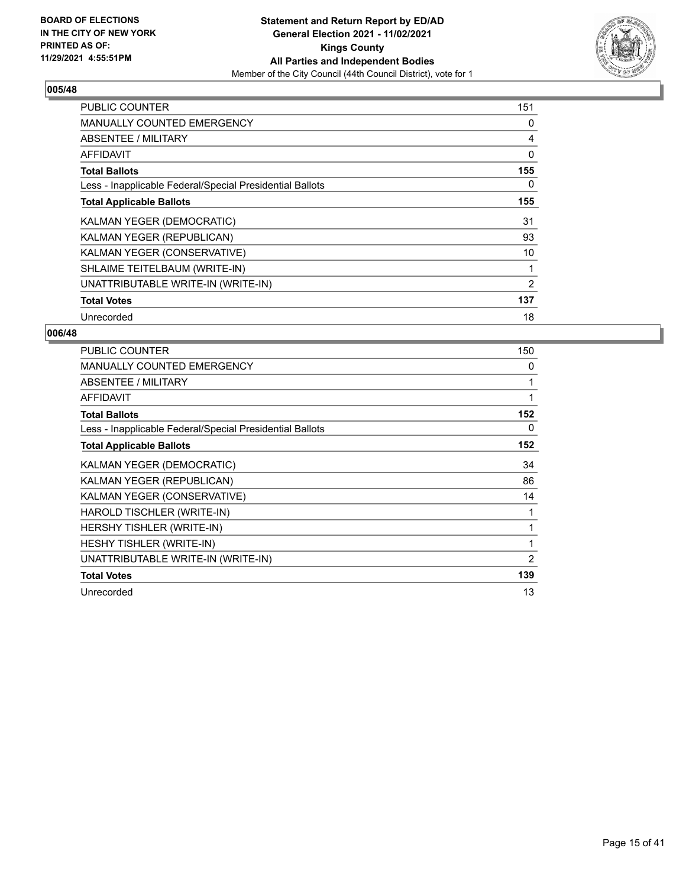BOARD OF ELECTIONS
IN THE CITY OF NEW YORK
PRINTED AS OF:
11/29/2021 4:55:51PM

**Statement and Return Report by ED/AD**
**General Election 2021 - 11/02/2021**
**Kings County**
**All Parties and Independent Bodies**
Member of the City Council (44th Council District), vote for 1

## 005/48

| | |
|---|---|
| PUBLIC COUNTER | 151 |
| MANUALLY COUNTED EMERGENCY | 0 |
| ABSENTEE / MILITARY | 4 |
| AFFIDAVIT | 0 |
| **Total Ballots** | **155** |
| Less - Inapplicable Federal/Special Presidential Ballots | 0 |
| **Total Applicable Ballots** | **155** |
| KALMAN YEGER (DEMOCRATIC) | 31 |
| KALMAN YEGER (REPUBLICAN) | 93 |
| KALMAN YEGER (CONSERVATIVE) | 10 |
| SHLAIME TEITELBAUM (WRITE-IN) | 1 |
| UNATTRIBUTABLE WRITE-IN (WRITE-IN) | 2 |
| **Total Votes** | **137** |
| Unrecorded | 18 |

## 006/48

| | |
|---|---|
| PUBLIC COUNTER | 150 |
| MANUALLY COUNTED EMERGENCY | 0 |
| ABSENTEE / MILITARY | 1 |
| AFFIDAVIT | 1 |
| **Total Ballots** | **152** |
| Less - Inapplicable Federal/Special Presidential Ballots | 0 |
| **Total Applicable Ballots** | **152** |
| KALMAN YEGER (DEMOCRATIC) | 34 |
| KALMAN YEGER (REPUBLICAN) | 86 |
| KALMAN YEGER (CONSERVATIVE) | 14 |
| HAROLD TISCHLER (WRITE-IN) | 1 |
| HERSHY TISHLER (WRITE-IN) | 1 |
| HESHY TISHLER (WRITE-IN) | 1 |
| UNATTRIBUTABLE WRITE-IN (WRITE-IN) | 2 |
| **Total Votes** | **139** |
| Unrecorded | 13 |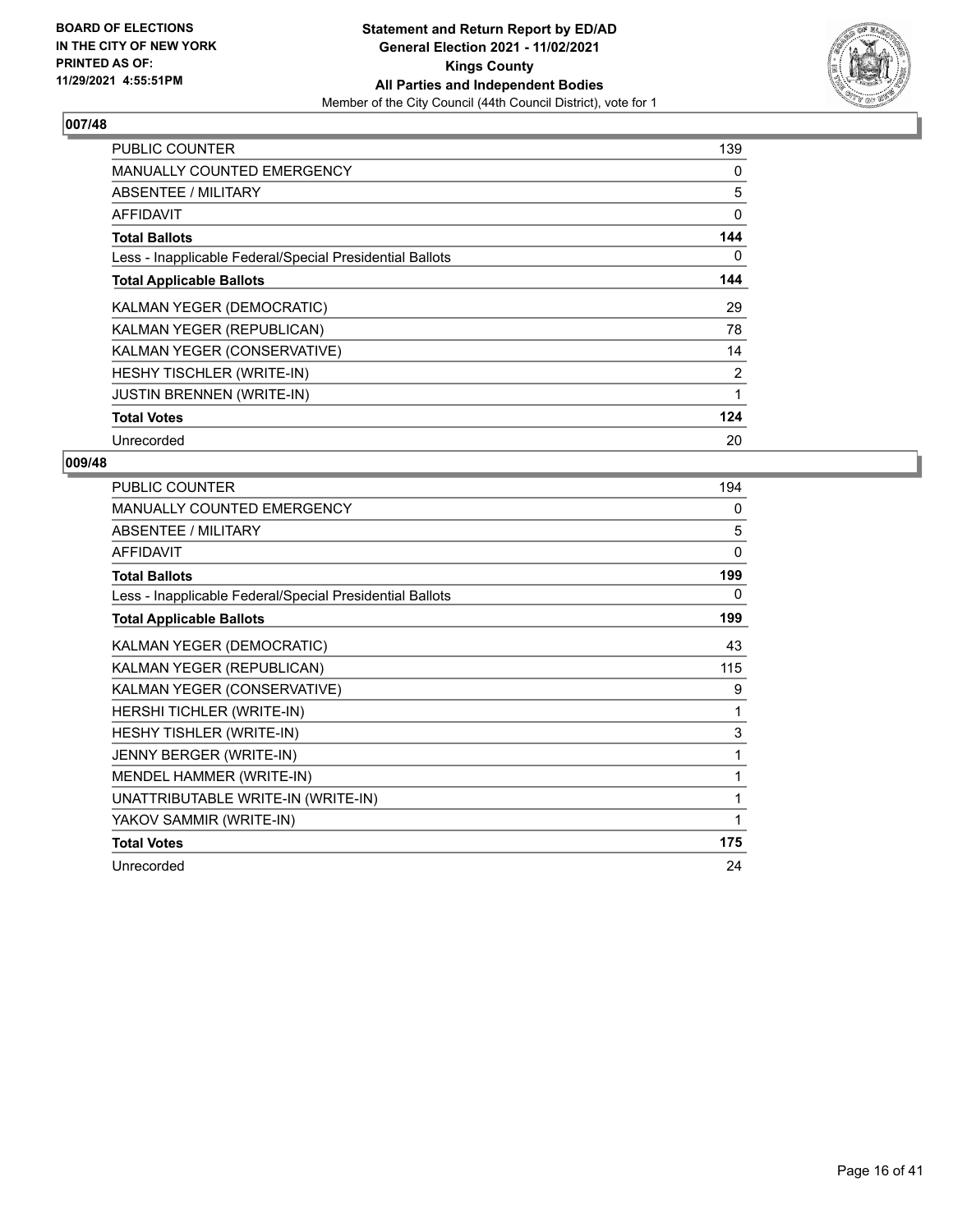BOARD OF ELECTIONS
IN THE CITY OF NEW YORK
PRINTED AS OF:
11/29/2021 4:55:51PM

**Statement and Return Report by ED/AD**
**General Election 2021 - 11/02/2021**
**Kings County**
**All Parties and Independent Bodies**
Member of the City Council (44th Council District), vote for 1

## 007/48

| | |
|---|---|
| PUBLIC COUNTER | 139 |
| MANUALLY COUNTED EMERGENCY | 0 |
| ABSENTEE / MILITARY | 5 |
| AFFIDAVIT | 0 |
| **Total Ballots** | **144** |
| Less - Inapplicable Federal/Special Presidential Ballots | 0 |
| **Total Applicable Ballots** | **144** |
| KALMAN YEGER (DEMOCRATIC) | 29 |
| KALMAN YEGER (REPUBLICAN) | 78 |
| KALMAN YEGER (CONSERVATIVE) | 14 |
| HESHY TISCHLER (WRITE-IN) | 2 |
| JUSTIN BRENNEN (WRITE-IN) | 1 |
| **Total Votes** | **124** |
| Unrecorded | 20 |

## 009/48

| | |
|---|---|
| PUBLIC COUNTER | 194 |
| MANUALLY COUNTED EMERGENCY | 0 |
| ABSENTEE / MILITARY | 5 |
| AFFIDAVIT | 0 |
| **Total Ballots** | **199** |
| Less - Inapplicable Federal/Special Presidential Ballots | 0 |
| **Total Applicable Ballots** | **199** |
| KALMAN YEGER (DEMOCRATIC) | 43 |
| KALMAN YEGER (REPUBLICAN) | 115 |
| KALMAN YEGER (CONSERVATIVE) | 9 |
| HERSHI TICHLER (WRITE-IN) | 1 |
| HESHY TISHLER (WRITE-IN) | 3 |
| JENNY BERGER (WRITE-IN) | 1 |
| MENDEL HAMMER (WRITE-IN) | 1 |
| UNATTRIBUTABLE WRITE-IN (WRITE-IN) | 1 |
| YAKOV SAMMIR (WRITE-IN) | 1 |
| **Total Votes** | **175** |
| Unrecorded | 24 |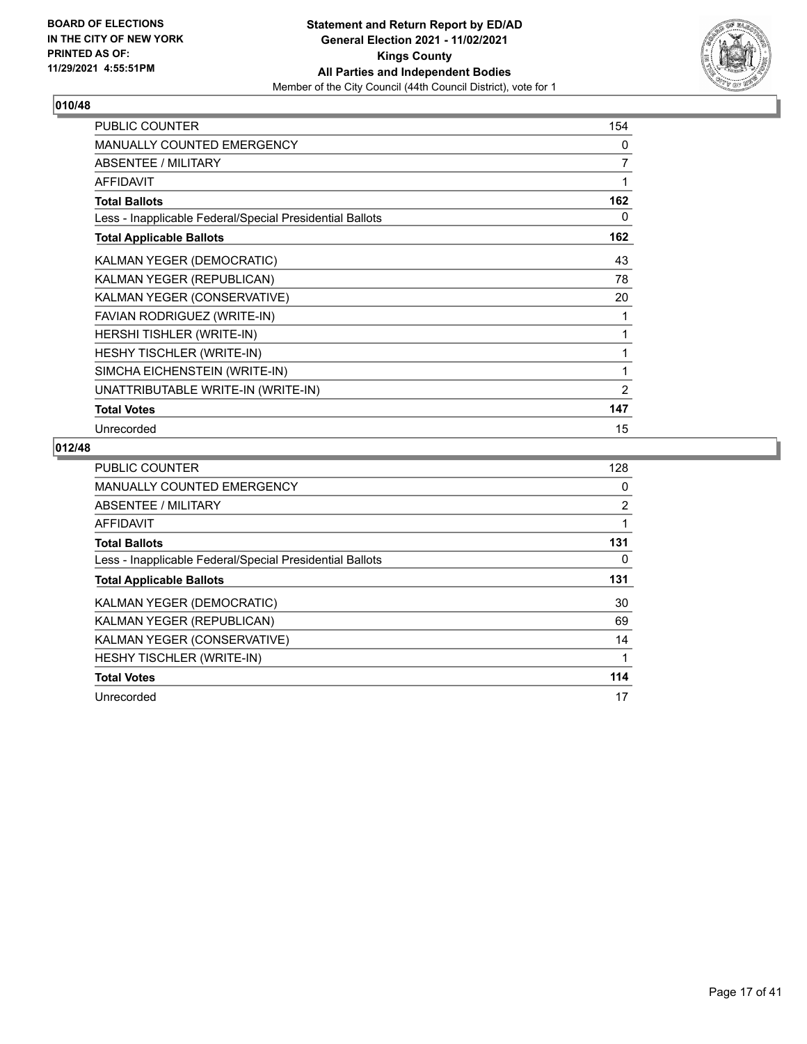**BOARD OF ELECTIONS IN THE CITY OF NEW YORK PRINTED AS OF: 11/29/2021 4:55:51PM**

**Statement and Return Report by ED/AD General Election 2021 - 11/02/2021 Kings County All Parties and Independent Bodies**

Member of the City Council (44th Council District), vote for 1

## 010/48

| | |
|---|---|
| PUBLIC COUNTER | 154 |
| MANUALLY COUNTED EMERGENCY | 0 |
| ABSENTEE / MILITARY | 7 |
| AFFIDAVIT | 1 |
| **Total Ballots** | **162** |
| Less - Inapplicable Federal/Special Presidential Ballots | 0 |
| **Total Applicable Ballots** | **162** |
| KALMAN YEGER (DEMOCRATIC) | 43 |
| KALMAN YEGER (REPUBLICAN) | 78 |
| KALMAN YEGER (CONSERVATIVE) | 20 |
| FAVIAN RODRIGUEZ (WRITE-IN) | 1 |
| HERSHI TISHLER (WRITE-IN) | 1 |
| HESHY TISCHLER (WRITE-IN) | 1 |
| SIMCHA EICHENSTEIN (WRITE-IN) | 1 |
| UNATTRIBUTABLE WRITE-IN (WRITE-IN) | 2 |
| **Total Votes** | **147** |
| Unrecorded | 15 |

## 012/48

| | |
|---|---|
| PUBLIC COUNTER | 128 |
| MANUALLY COUNTED EMERGENCY | 0 |
| ABSENTEE / MILITARY | 2 |
| AFFIDAVIT | 1 |
| **Total Ballots** | **131** |
| Less - Inapplicable Federal/Special Presidential Ballots | 0 |
| **Total Applicable Ballots** | **131** |
| KALMAN YEGER (DEMOCRATIC) | 30 |
| KALMAN YEGER (REPUBLICAN) | 69 |
| KALMAN YEGER (CONSERVATIVE) | 14 |
| HESHY TISCHLER (WRITE-IN) | 1 |
| **Total Votes** | **114** |
| Unrecorded | 17 |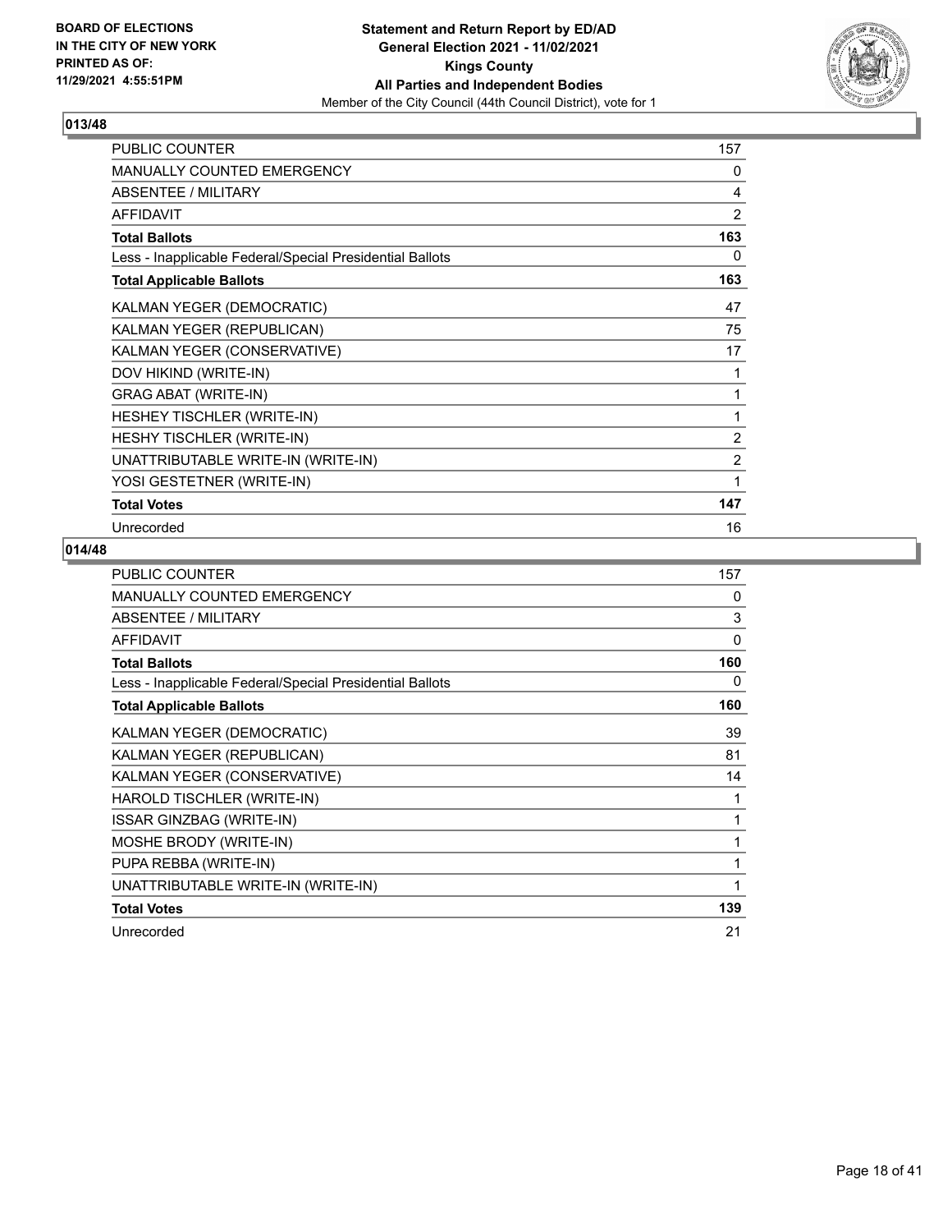**BOARD OF ELECTIONS IN THE CITY OF NEW YORK PRINTED AS OF: 11/29/2021 4:55:51PM**

**Statement and Return Report by ED/AD General Election 2021 - 11/02/2021 Kings County All Parties and Independent Bodies**
Member of the City Council (44th Council District), vote for 1

## 013/48

| | |
|---|---|
| PUBLIC COUNTER | 157 |
| MANUALLY COUNTED EMERGENCY | 0 |
| ABSENTEE / MILITARY | 4 |
| AFFIDAVIT | 2 |
| **Total Ballots** | **163** |
| Less - Inapplicable Federal/Special Presidential Ballots | 0 |
| **Total Applicable Ballots** | **163** |
| KALMAN YEGER (DEMOCRATIC) | 47 |
| KALMAN YEGER (REPUBLICAN) | 75 |
| KALMAN YEGER (CONSERVATIVE) | 17 |
| DOV HIKIND (WRITE-IN) | 1 |
| GRAG ABAT (WRITE-IN) | 1 |
| HESHEY TISCHLER (WRITE-IN) | 1 |
| HESHY TISCHLER (WRITE-IN) | 2 |
| UNATTRIBUTABLE WRITE-IN (WRITE-IN) | 2 |
| YOSI GESTETNER (WRITE-IN) | 1 |
| **Total Votes** | **147** |
| Unrecorded | 16 |

## 014/48

| | |
|---|---|
| PUBLIC COUNTER | 157 |
| MANUALLY COUNTED EMERGENCY | 0 |
| ABSENTEE / MILITARY | 3 |
| AFFIDAVIT | 0 |
| **Total Ballots** | **160** |
| Less - Inapplicable Federal/Special Presidential Ballots | 0 |
| **Total Applicable Ballots** | **160** |
| KALMAN YEGER (DEMOCRATIC) | 39 |
| KALMAN YEGER (REPUBLICAN) | 81 |
| KALMAN YEGER (CONSERVATIVE) | 14 |
| HAROLD TISCHLER (WRITE-IN) | 1 |
| ISSAR GINZBAG (WRITE-IN) | 1 |
| MOSHE BRODY (WRITE-IN) | 1 |
| PUPA REBBA (WRITE-IN) | 1 |
| UNATTRIBUTABLE WRITE-IN (WRITE-IN) | 1 |
| **Total Votes** | **139** |
| Unrecorded | 21 |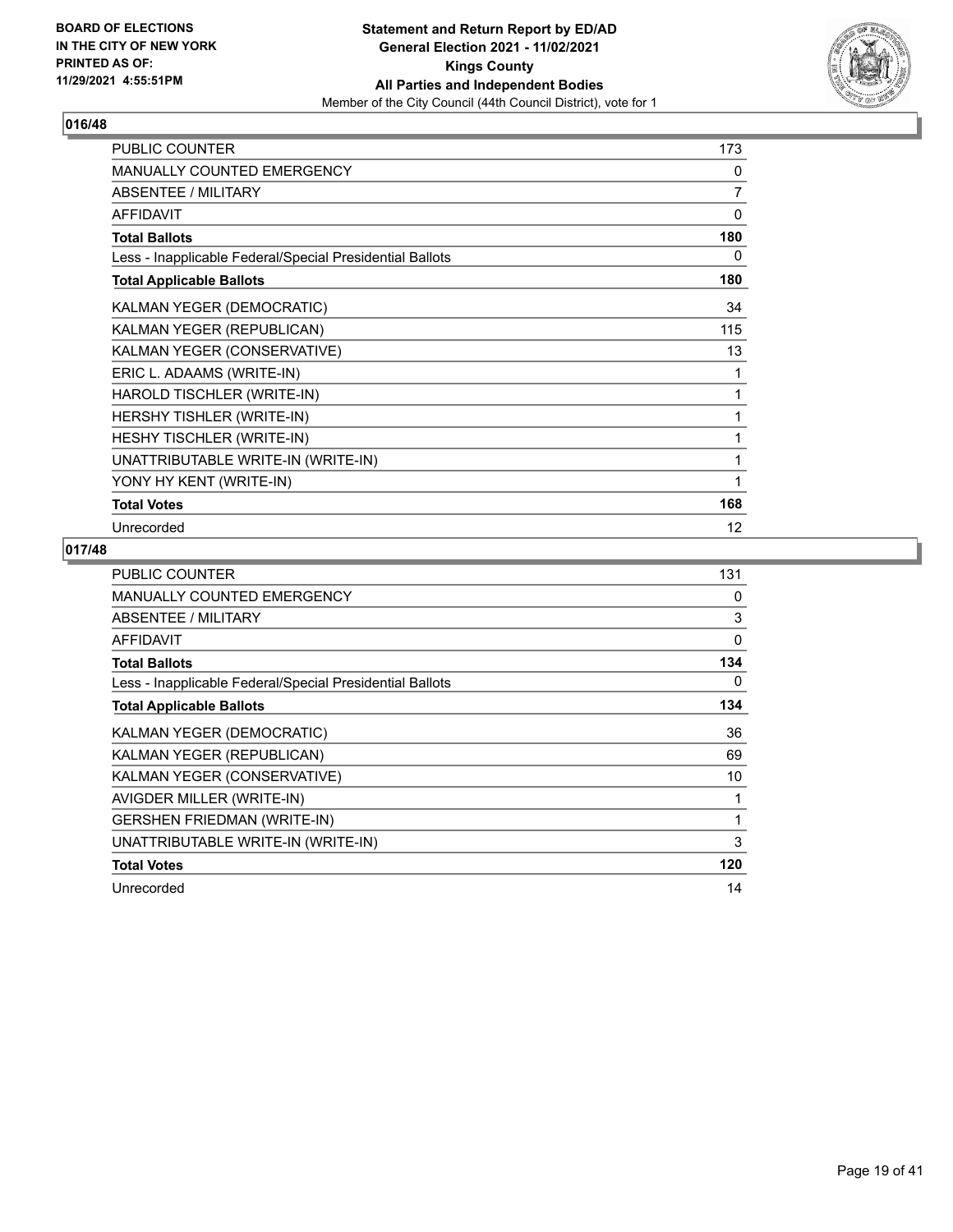**BOARD OF ELECTIONS IN THE CITY OF NEW YORK PRINTED AS OF: 11/29/2021 4:55:51PM**

**Statement and Return Report by ED/AD General Election 2021 - 11/02/2021 Kings County All Parties and Independent Bodies**
Member of the City Council (44th Council District), vote for 1

## 016/48

| | |
|---|---|
| PUBLIC COUNTER | 173 |
| MANUALLY COUNTED EMERGENCY | 0 |
| ABSENTEE / MILITARY | 7 |
| AFFIDAVIT | 0 |
| **Total Ballots** | **180** |
| Less - Inapplicable Federal/Special Presidential Ballots | 0 |
| **Total Applicable Ballots** | **180** |
| KALMAN YEGER (DEMOCRATIC) | 34 |
| KALMAN YEGER (REPUBLICAN) | 115 |
| KALMAN YEGER (CONSERVATIVE) | 13 |
| ERIC L. ADAAMS (WRITE-IN) | 1 |
| HAROLD TISCHLER (WRITE-IN) | 1 |
| HERSHY TISHLER (WRITE-IN) | 1 |
| HESHY TISCHLER (WRITE-IN) | 1 |
| UNATTRIBUTABLE WRITE-IN (WRITE-IN) | 1 |
| YONY HY KENT (WRITE-IN) | 1 |
| **Total Votes** | **168** |
| Unrecorded | 12 |

## 017/48

| | |
|---|---|
| PUBLIC COUNTER | 131 |
| MANUALLY COUNTED EMERGENCY | 0 |
| ABSENTEE / MILITARY | 3 |
| AFFIDAVIT | 0 |
| **Total Ballots** | **134** |
| Less - Inapplicable Federal/Special Presidential Ballots | 0 |
| **Total Applicable Ballots** | **134** |
| KALMAN YEGER (DEMOCRATIC) | 36 |
| KALMAN YEGER (REPUBLICAN) | 69 |
| KALMAN YEGER (CONSERVATIVE) | 10 |
| AVIGDER MILLER (WRITE-IN) | 1 |
| GERSHEN FRIEDMAN (WRITE-IN) | 1 |
| UNATTRIBUTABLE WRITE-IN (WRITE-IN) | 3 |
| **Total Votes** | **120** |
| Unrecorded | 14 |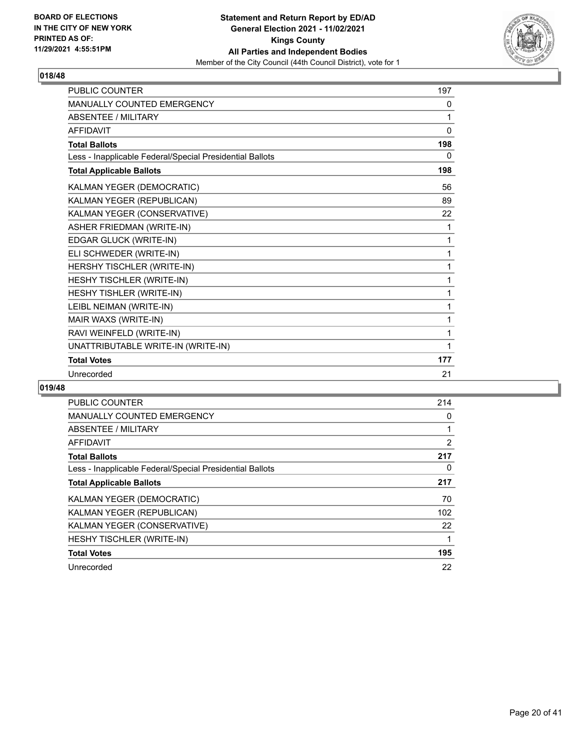**BOARD OF ELECTIONS IN THE CITY OF NEW YORK PRINTED AS OF: 11/29/2021 4:55:51PM**

**Statement and Return Report by ED/AD General Election 2021 - 11/02/2021 Kings County All Parties and Independent Bodies**

Member of the City Council (44th Council District), vote for 1

## 018/48

| | |
|---|---|
| PUBLIC COUNTER | 197 |
| MANUALLY COUNTED EMERGENCY | 0 |
| ABSENTEE / MILITARY | 1 |
| AFFIDAVIT | 0 |
| **Total Ballots** | **198** |
| Less - Inapplicable Federal/Special Presidential Ballots | 0 |
| **Total Applicable Ballots** | **198** |
| KALMAN YEGER (DEMOCRATIC) | 56 |
| KALMAN YEGER (REPUBLICAN) | 89 |
| KALMAN YEGER (CONSERVATIVE) | 22 |
| ASHER FRIEDMAN (WRITE-IN) | 1 |
| EDGAR GLUCK (WRITE-IN) | 1 |
| ELI SCHWEDER (WRITE-IN) | 1 |
| HERSHY TISCHLER (WRITE-IN) | 1 |
| HESHY TISCHLER (WRITE-IN) | 1 |
| HESHY TISHLER (WRITE-IN) | 1 |
| LEIBL NEIMAN (WRITE-IN) | 1 |
| MAIR WAXS (WRITE-IN) | 1 |
| RAVI WEINFELD (WRITE-IN) | 1 |
| UNATTRIBUTABLE WRITE-IN (WRITE-IN) | 1 |
| **Total Votes** | **177** |
| Unrecorded | 21 |

## 019/48

| | |
|---|---|
| PUBLIC COUNTER | 214 |
| MANUALLY COUNTED EMERGENCY | 0 |
| ABSENTEE / MILITARY | 1 |
| AFFIDAVIT | 2 |
| **Total Ballots** | **217** |
| Less - Inapplicable Federal/Special Presidential Ballots | 0 |
| **Total Applicable Ballots** | **217** |
| KALMAN YEGER (DEMOCRATIC) | 70 |
| KALMAN YEGER (REPUBLICAN) | 102 |
| KALMAN YEGER (CONSERVATIVE) | 22 |
| HESHY TISCHLER (WRITE-IN) | 1 |
| **Total Votes** | **195** |
| Unrecorded | 22 |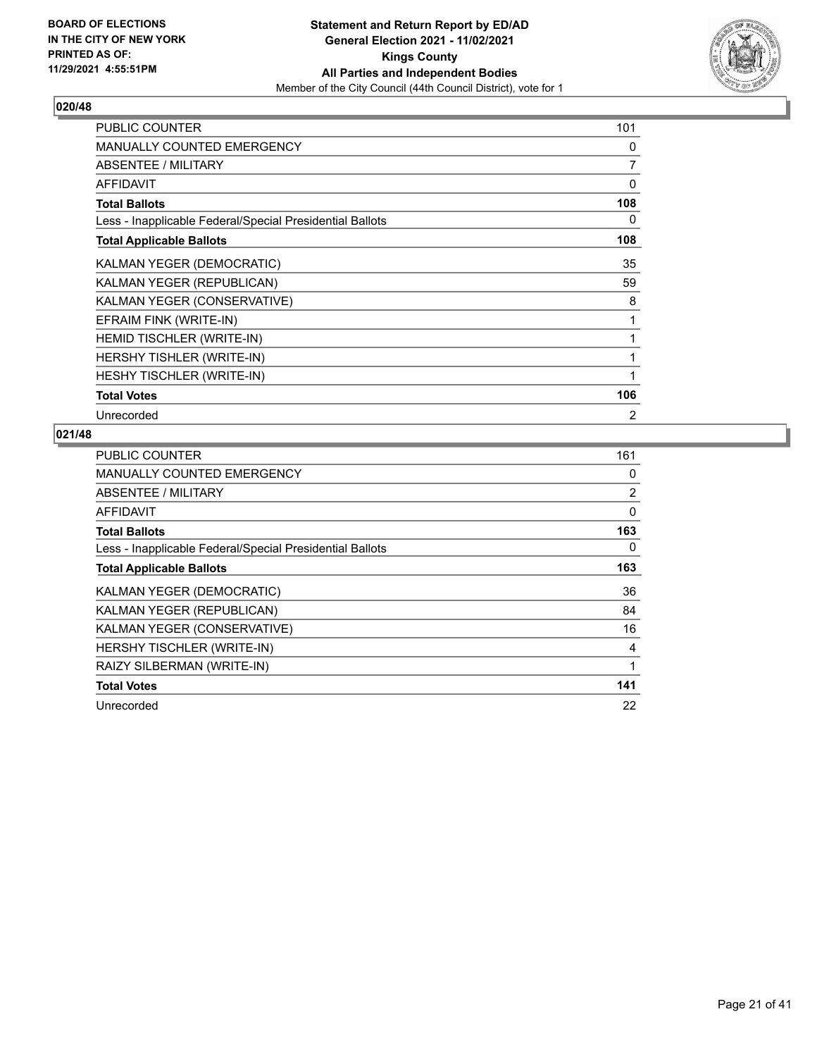BOARD OF ELECTIONS
IN THE CITY OF NEW YORK
PRINTED AS OF:
11/29/2021 4:55:51PM

**Statement and Return Report by ED/AD**
**General Election 2021 - 11/02/2021**
**Kings County**
**All Parties and Independent Bodies**
Member of the City Council (44th Council District), vote for 1

### 020/48

| | |
|---|---|
| PUBLIC COUNTER | 101 |
| MANUALLY COUNTED EMERGENCY | 0 |
| ABSENTEE / MILITARY | 7 |
| AFFIDAVIT | 0 |
| **Total Ballots** | **108** |
| Less - Inapplicable Federal/Special Presidential Ballots | 0 |
| **Total Applicable Ballots** | **108** |
| KALMAN YEGER (DEMOCRATIC) | 35 |
| KALMAN YEGER (REPUBLICAN) | 59 |
| KALMAN YEGER (CONSERVATIVE) | 8 |
| EFRAIM FINK (WRITE-IN) | 1 |
| HEMID TISCHLER (WRITE-IN) | 1 |
| HERSHY TISHLER (WRITE-IN) | 1 |
| HESHY TISCHLER (WRITE-IN) | 1 |
| **Total Votes** | **106** |
| Unrecorded | 2 |

### 021/48

| | |
|---|---|
| PUBLIC COUNTER | 161 |
| MANUALLY COUNTED EMERGENCY | 0 |
| ABSENTEE / MILITARY | 2 |
| AFFIDAVIT | 0 |
| **Total Ballots** | **163** |
| Less - Inapplicable Federal/Special Presidential Ballots | 0 |
| **Total Applicable Ballots** | **163** |
| KALMAN YEGER (DEMOCRATIC) | 36 |
| KALMAN YEGER (REPUBLICAN) | 84 |
| KALMAN YEGER (CONSERVATIVE) | 16 |
| HERSHY TISCHLER (WRITE-IN) | 4 |
| RAIZY SILBERMAN (WRITE-IN) | 1 |
| **Total Votes** | **141** |
| Unrecorded | 22 |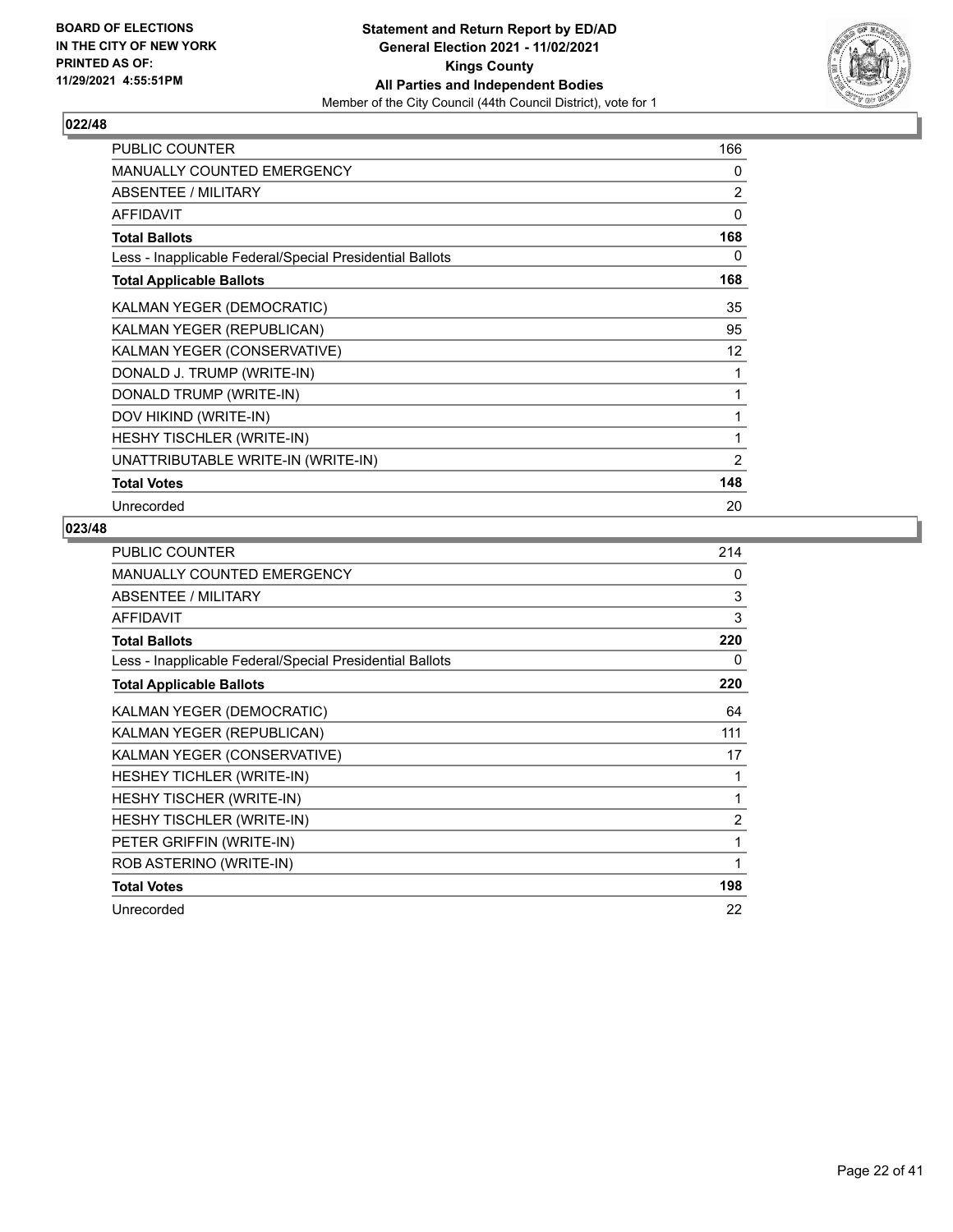**BOARD OF ELECTIONS IN THE CITY OF NEW YORK PRINTED AS OF: 11/29/2021 4:55:51PM**

**Statement and Return Report by ED/AD General Election 2021 - 11/02/2021 Kings County All Parties and Independent Bodies**

Member of the City Council (44th Council District), vote for 1

### 022/48

| | |
|---|---|
| PUBLIC COUNTER | 166 |
| MANUALLY COUNTED EMERGENCY | 0 |
| ABSENTEE / MILITARY | 2 |
| AFFIDAVIT | 0 |
| **Total Ballots** | **168** |
| Less - Inapplicable Federal/Special Presidential Ballots | 0 |
| **Total Applicable Ballots** | **168** |
| KALMAN YEGER (DEMOCRATIC) | 35 |
| KALMAN YEGER (REPUBLICAN) | 95 |
| KALMAN YEGER (CONSERVATIVE) | 12 |
| DONALD J. TRUMP (WRITE-IN) | 1 |
| DONALD TRUMP (WRITE-IN) | 1 |
| DOV HIKIND (WRITE-IN) | 1 |
| HESHY TISCHLER (WRITE-IN) | 1 |
| UNATTRIBUTABLE WRITE-IN (WRITE-IN) | 2 |
| **Total Votes** | **148** |
| Unrecorded | 20 |

### 023/48

| | |
|---|---|
| PUBLIC COUNTER | 214 |
| MANUALLY COUNTED EMERGENCY | 0 |
| ABSENTEE / MILITARY | 3 |
| AFFIDAVIT | 3 |
| **Total Ballots** | **220** |
| Less - Inapplicable Federal/Special Presidential Ballots | 0 |
| **Total Applicable Ballots** | **220** |
| KALMAN YEGER (DEMOCRATIC) | 64 |
| KALMAN YEGER (REPUBLICAN) | 111 |
| KALMAN YEGER (CONSERVATIVE) | 17 |
| HESHEY TICHLER (WRITE-IN) | 1 |
| HESHY TISCHER (WRITE-IN) | 1 |
| HESHY TISCHLER (WRITE-IN) | 2 |
| PETER GRIFFIN (WRITE-IN) | 1 |
| ROB ASTERINO (WRITE-IN) | 1 |
| **Total Votes** | **198** |
| Unrecorded | 22 |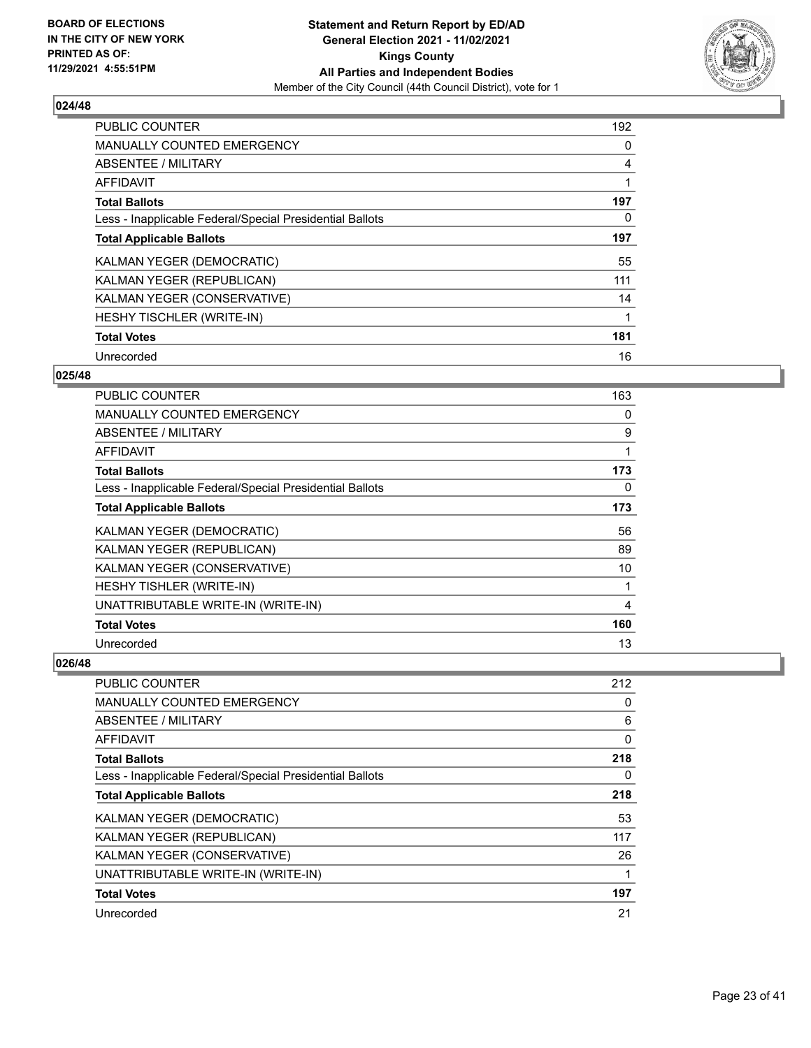### 024/48

| | |
|---|---|
| PUBLIC COUNTER | 192 |
| MANUALLY COUNTED EMERGENCY | 0 |
| ABSENTEE / MILITARY | 4 |
| AFFIDAVIT | 1 |
| **Total Ballots** | **197** |
| Less - Inapplicable Federal/Special Presidential Ballots | 0 |
| **Total Applicable Ballots** | **197** |
| KALMAN YEGER (DEMOCRATIC) | 55 |
| KALMAN YEGER (REPUBLICAN) | 111 |
| KALMAN YEGER (CONSERVATIVE) | 14 |
| HESHY TISCHLER (WRITE-IN) | 1 |
| **Total Votes** | **181** |
| Unrecorded | 16 |

### 025/48

| | |
|---|---|
| PUBLIC COUNTER | 163 |
| MANUALLY COUNTED EMERGENCY | 0 |
| ABSENTEE / MILITARY | 9 |
| AFFIDAVIT | 1 |
| **Total Ballots** | **173** |
| Less - Inapplicable Federal/Special Presidential Ballots | 0 |
| **Total Applicable Ballots** | **173** |
| KALMAN YEGER (DEMOCRATIC) | 56 |
| KALMAN YEGER (REPUBLICAN) | 89 |
| KALMAN YEGER (CONSERVATIVE) | 10 |
| HESHY TISHLER (WRITE-IN) | 1 |
| UNATTRIBUTABLE WRITE-IN (WRITE-IN) | 4 |
| **Total Votes** | **160** |
| Unrecorded | 13 |

### 026/48

| | |
|---|---|
| PUBLIC COUNTER | 212 |
| MANUALLY COUNTED EMERGENCY | 0 |
| ABSENTEE / MILITARY | 6 |
| AFFIDAVIT | 0 |
| **Total Ballots** | **218** |
| Less - Inapplicable Federal/Special Presidential Ballots | 0 |
| **Total Applicable Ballots** | **218** |
| KALMAN YEGER (DEMOCRATIC) | 53 |
| KALMAN YEGER (REPUBLICAN) | 117 |
| KALMAN YEGER (CONSERVATIVE) | 26 |
| UNATTRIBUTABLE WRITE-IN (WRITE-IN) | 1 |
| **Total Votes** | **197** |
| Unrecorded | 21 |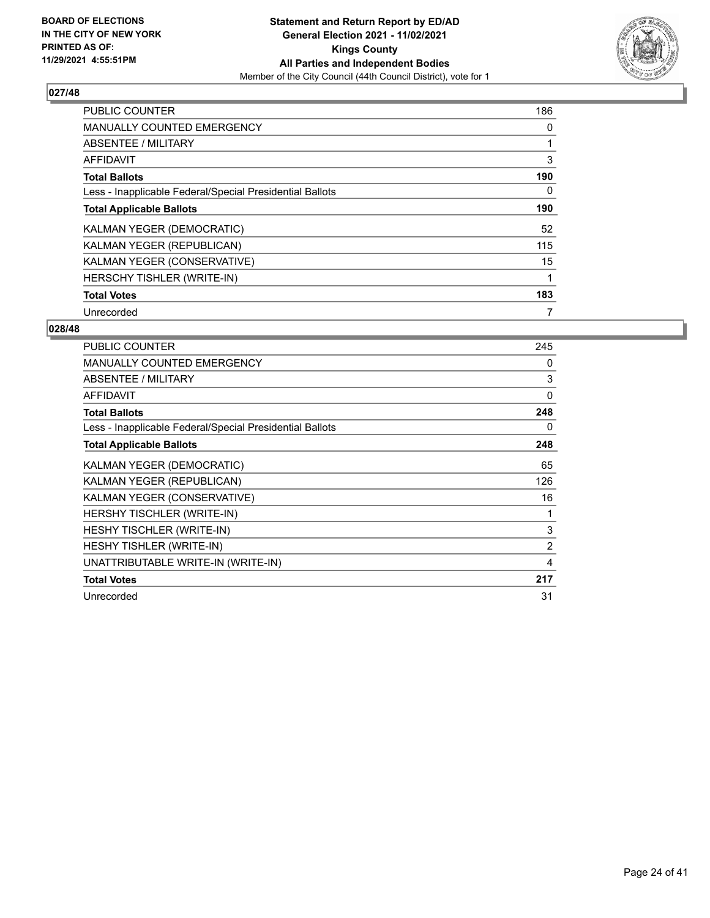**BOARD OF ELECTIONS IN THE CITY OF NEW YORK PRINTED AS OF: 11/29/2021 4:55:51PM**

**Statement and Return Report by ED/AD General Election 2021 - 11/02/2021 Kings County All Parties and Independent Bodies**

Member of the City Council (44th Council District), vote for 1

### 027/48

| | |
|---|---|
| PUBLIC COUNTER | 186 |
| MANUALLY COUNTED EMERGENCY | 0 |
| ABSENTEE / MILITARY | 1 |
| AFFIDAVIT | 3 |
| **Total Ballots** | **190** |
| Less - Inapplicable Federal/Special Presidential Ballots | 0 |
| **Total Applicable Ballots** | **190** |
| KALMAN YEGER (DEMOCRATIC) | 52 |
| KALMAN YEGER (REPUBLICAN) | 115 |
| KALMAN YEGER (CONSERVATIVE) | 15 |
| HERSCHY TISHLER (WRITE-IN) | 1 |
| **Total Votes** | **183** |
| Unrecorded | 7 |

### 028/48

| | |
|---|---|
| PUBLIC COUNTER | 245 |
| MANUALLY COUNTED EMERGENCY | 0 |
| ABSENTEE / MILITARY | 3 |
| AFFIDAVIT | 0 |
| **Total Ballots** | **248** |
| Less - Inapplicable Federal/Special Presidential Ballots | 0 |
| **Total Applicable Ballots** | **248** |
| KALMAN YEGER (DEMOCRATIC) | 65 |
| KALMAN YEGER (REPUBLICAN) | 126 |
| KALMAN YEGER (CONSERVATIVE) | 16 |
| HERSHY TISCHLER (WRITE-IN) | 1 |
| HESHY TISCHLER (WRITE-IN) | 3 |
| HESHY TISHLER (WRITE-IN) | 2 |
| UNATTRIBUTABLE WRITE-IN (WRITE-IN) | 4 |
| **Total Votes** | **217** |
| Unrecorded | 31 |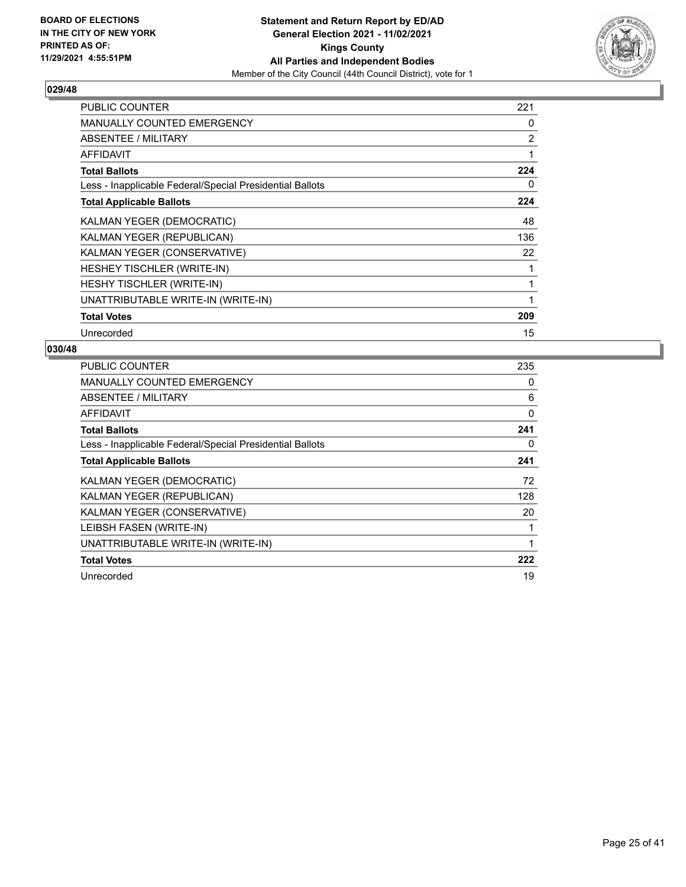BOARD OF ELECTIONS
IN THE CITY OF NEW YORK
PRINTED AS OF:
11/29/2021 4:55:51PM

**Statement and Return Report by ED/AD**
**General Election 2021 - 11/02/2021**
**Kings County**
**All Parties and Independent Bodies**
Member of the City Council (44th Council District), vote for 1

## 029/48

| | |
|---|---|
| PUBLIC COUNTER | 221 |
| MANUALLY COUNTED EMERGENCY | 0 |
| ABSENTEE / MILITARY | 2 |
| AFFIDAVIT | 1 |
| **Total Ballots** | **224** |
| Less - Inapplicable Federal/Special Presidential Ballots | 0 |
| **Total Applicable Ballots** | **224** |
| KALMAN YEGER (DEMOCRATIC) | 48 |
| KALMAN YEGER (REPUBLICAN) | 136 |
| KALMAN YEGER (CONSERVATIVE) | 22 |
| HESHEY TISCHLER (WRITE-IN) | 1 |
| HESHY TISCHLER (WRITE-IN) | 1 |
| UNATTRIBUTABLE WRITE-IN (WRITE-IN) | 1 |
| **Total Votes** | **209** |
| Unrecorded | 15 |

## 030/48

| | |
|---|---|
| PUBLIC COUNTER | 235 |
| MANUALLY COUNTED EMERGENCY | 0 |
| ABSENTEE / MILITARY | 6 |
| AFFIDAVIT | 0 |
| **Total Ballots** | **241** |
| Less - Inapplicable Federal/Special Presidential Ballots | 0 |
| **Total Applicable Ballots** | **241** |
| KALMAN YEGER (DEMOCRATIC) | 72 |
| KALMAN YEGER (REPUBLICAN) | 128 |
| KALMAN YEGER (CONSERVATIVE) | 20 |
| LEIBSH FASEN (WRITE-IN) | 1 |
| UNATTRIBUTABLE WRITE-IN (WRITE-IN) | 1 |
| **Total Votes** | **222** |
| Unrecorded | 19 |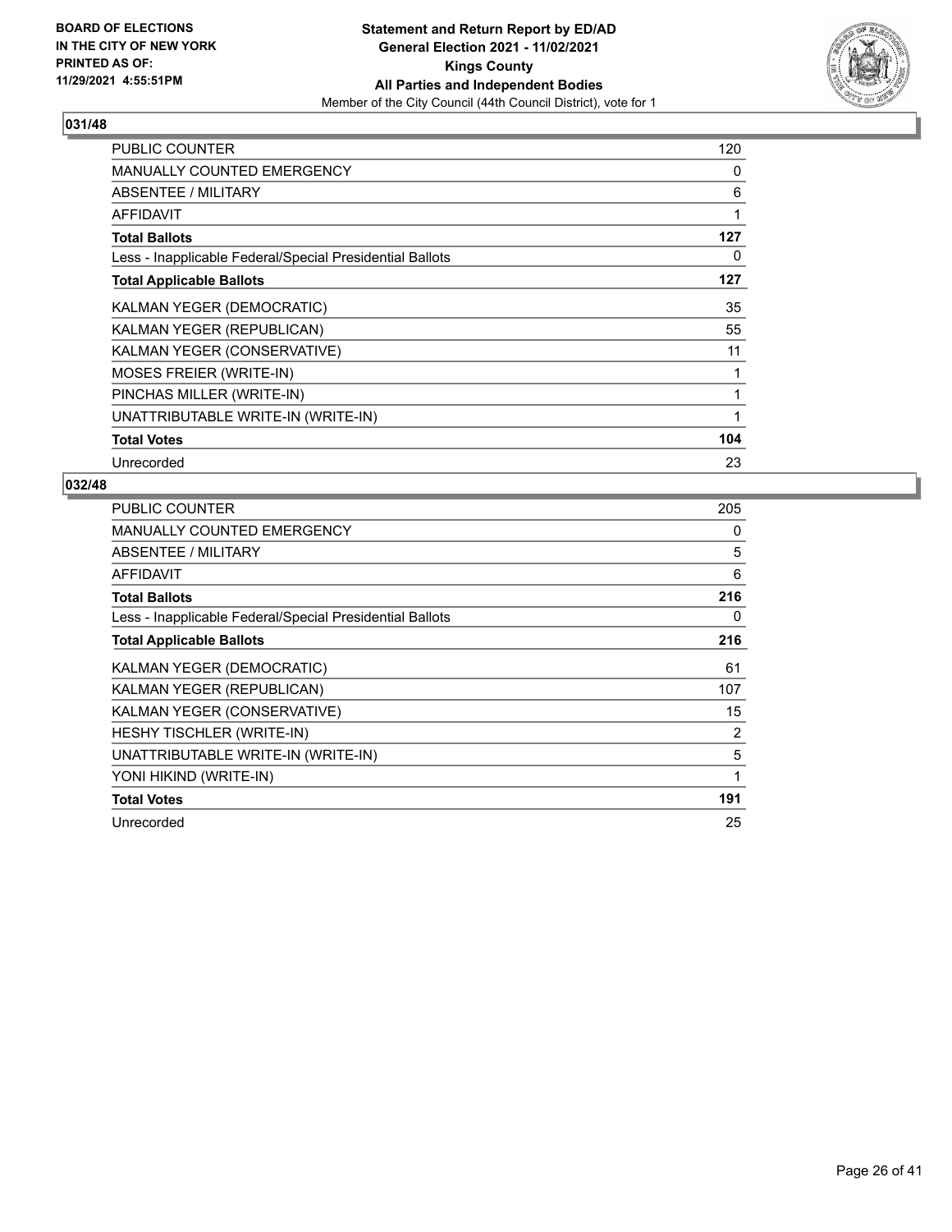**BOARD OF ELECTIONS IN THE CITY OF NEW YORK PRINTED AS OF: 11/29/2021 4:55:51PM**

**Statement and Return Report by ED/AD General Election 2021 - 11/02/2021 Kings County All Parties and Independent Bodies**
Member of the City Council (44th Council District), vote for 1

## 031/48

| | |
|---|---|
| PUBLIC COUNTER | 120 |
| MANUALLY COUNTED EMERGENCY | 0 |
| ABSENTEE / MILITARY | 6 |
| AFFIDAVIT | 1 |
| **Total Ballots** | **127** |
| Less - Inapplicable Federal/Special Presidential Ballots | 0 |
| **Total Applicable Ballots** | **127** |
| KALMAN YEGER (DEMOCRATIC) | 35 |
| KALMAN YEGER (REPUBLICAN) | 55 |
| KALMAN YEGER (CONSERVATIVE) | 11 |
| MOSES FREIER (WRITE-IN) | 1 |
| PINCHAS MILLER (WRITE-IN) | 1 |
| UNATTRIBUTABLE WRITE-IN (WRITE-IN) | 1 |
| **Total Votes** | **104** |
| Unrecorded | 23 |

## 032/48

| | |
|---|---|
| PUBLIC COUNTER | 205 |
| MANUALLY COUNTED EMERGENCY | 0 |
| ABSENTEE / MILITARY | 5 |
| AFFIDAVIT | 6 |
| **Total Ballots** | **216** |
| Less - Inapplicable Federal/Special Presidential Ballots | 0 |
| **Total Applicable Ballots** | **216** |
| KALMAN YEGER (DEMOCRATIC) | 61 |
| KALMAN YEGER (REPUBLICAN) | 107 |
| KALMAN YEGER (CONSERVATIVE) | 15 |
| HESHY TISCHLER (WRITE-IN) | 2 |
| UNATTRIBUTABLE WRITE-IN (WRITE-IN) | 5 |
| YONI HIKIND (WRITE-IN) | 1 |
| **Total Votes** | **191** |
| Unrecorded | 25 |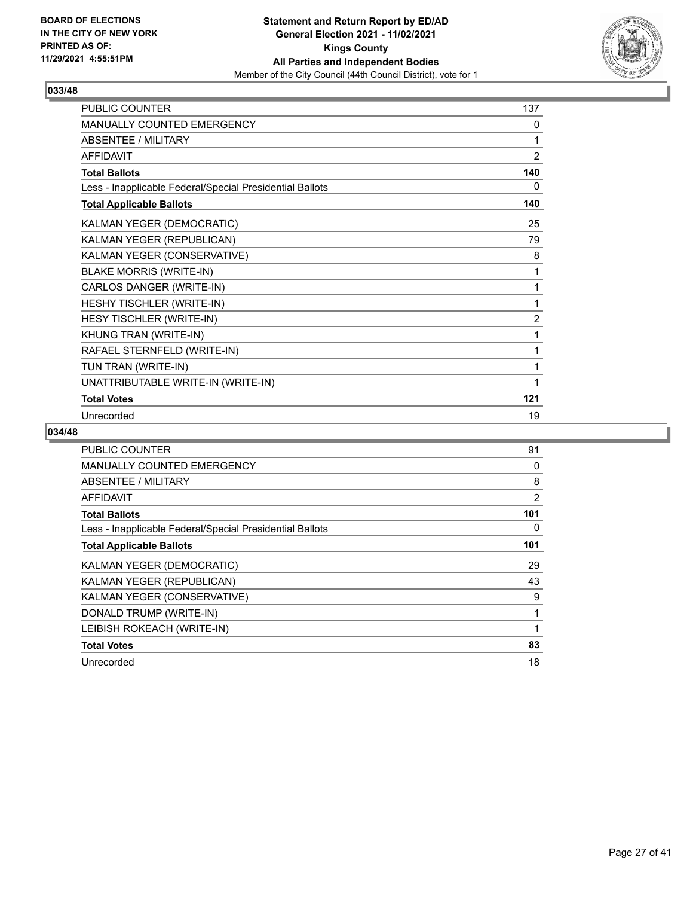BOARD OF ELECTIONS
IN THE CITY OF NEW YORK
PRINTED AS OF:
11/29/2021 4:55:51PM

**Statement and Return Report by ED/AD**
**General Election 2021 - 11/02/2021**
**Kings County**
**All Parties and Independent Bodies**
Member of the City Council (44th Council District), vote for 1

## 033/48

| | |
|---|---|
| PUBLIC COUNTER | 137 |
| MANUALLY COUNTED EMERGENCY | 0 |
| ABSENTEE / MILITARY | 1 |
| AFFIDAVIT | 2 |
| **Total Ballots** | **140** |
| Less - Inapplicable Federal/Special Presidential Ballots | 0 |
| **Total Applicable Ballots** | **140** |
| KALMAN YEGER (DEMOCRATIC) | 25 |
| KALMAN YEGER (REPUBLICAN) | 79 |
| KALMAN YEGER (CONSERVATIVE) | 8 |
| BLAKE MORRIS (WRITE-IN) | 1 |
| CARLOS DANGER (WRITE-IN) | 1 |
| HESHY TISCHLER (WRITE-IN) | 1 |
| HESY TISCHLER (WRITE-IN) | 2 |
| KHUNG TRAN (WRITE-IN) | 1 |
| RAFAEL STERNFELD (WRITE-IN) | 1 |
| TUN TRAN (WRITE-IN) | 1 |
| UNATTRIBUTABLE WRITE-IN (WRITE-IN) | 1 |
| **Total Votes** | **121** |
| Unrecorded | 19 |

## 034/48

| | |
|---|---|
| PUBLIC COUNTER | 91 |
| MANUALLY COUNTED EMERGENCY | 0 |
| ABSENTEE / MILITARY | 8 |
| AFFIDAVIT | 2 |
| **Total Ballots** | **101** |
| Less - Inapplicable Federal/Special Presidential Ballots | 0 |
| **Total Applicable Ballots** | **101** |
| KALMAN YEGER (DEMOCRATIC) | 29 |
| KALMAN YEGER (REPUBLICAN) | 43 |
| KALMAN YEGER (CONSERVATIVE) | 9 |
| DONALD TRUMP (WRITE-IN) | 1 |
| LEIBISH ROKEACH (WRITE-IN) | 1 |
| **Total Votes** | **83** |
| Unrecorded | 18 |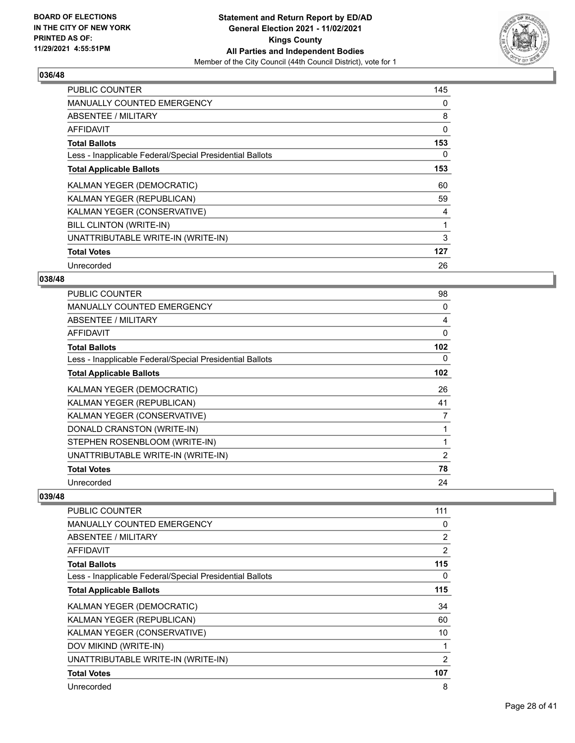**BOARD OF ELECTIONS IN THE CITY OF NEW YORK PRINTED AS OF: 11/29/2021 4:55:51PM**

**Statement and Return Report by ED/AD General Election 2021 - 11/02/2021 Kings County All Parties and Independent Bodies**
Member of the City Council (44th Council District), vote for 1

## 036/48

| | |
|---|---|
| PUBLIC COUNTER | 145 |
| MANUALLY COUNTED EMERGENCY | 0 |
| ABSENTEE / MILITARY | 8 |
| AFFIDAVIT | 0 |
| **Total Ballots** | **153** |
| Less - Inapplicable Federal/Special Presidential Ballots | 0 |
| **Total Applicable Ballots** | **153** |
| KALMAN YEGER (DEMOCRATIC) | 60 |
| KALMAN YEGER (REPUBLICAN) | 59 |
| KALMAN YEGER (CONSERVATIVE) | 4 |
| BILL CLINTON (WRITE-IN) | 1 |
| UNATTRIBUTABLE WRITE-IN (WRITE-IN) | 3 |
| **Total Votes** | **127** |
| Unrecorded | 26 |

## 038/48

| | |
|---|---|
| PUBLIC COUNTER | 98 |
| MANUALLY COUNTED EMERGENCY | 0 |
| ABSENTEE / MILITARY | 4 |
| AFFIDAVIT | 0 |
| **Total Ballots** | **102** |
| Less - Inapplicable Federal/Special Presidential Ballots | 0 |
| **Total Applicable Ballots** | **102** |
| KALMAN YEGER (DEMOCRATIC) | 26 |
| KALMAN YEGER (REPUBLICAN) | 41 |
| KALMAN YEGER (CONSERVATIVE) | 7 |
| DONALD CRANSTON (WRITE-IN) | 1 |
| STEPHEN ROSENBLOOM (WRITE-IN) | 1 |
| UNATTRIBUTABLE WRITE-IN (WRITE-IN) | 2 |
| **Total Votes** | **78** |
| Unrecorded | 24 |

## 039/48

| | |
|---|---|
| PUBLIC COUNTER | 111 |
| MANUALLY COUNTED EMERGENCY | 0 |
| ABSENTEE / MILITARY | 2 |
| AFFIDAVIT | 2 |
| **Total Ballots** | **115** |
| Less - Inapplicable Federal/Special Presidential Ballots | 0 |
| **Total Applicable Ballots** | **115** |
| KALMAN YEGER (DEMOCRATIC) | 34 |
| KALMAN YEGER (REPUBLICAN) | 60 |
| KALMAN YEGER (CONSERVATIVE) | 10 |
| DOV MIKIND (WRITE-IN) | 1 |
| UNATTRIBUTABLE WRITE-IN (WRITE-IN) | 2 |
| **Total Votes** | **107** |
| Unrecorded | 8 |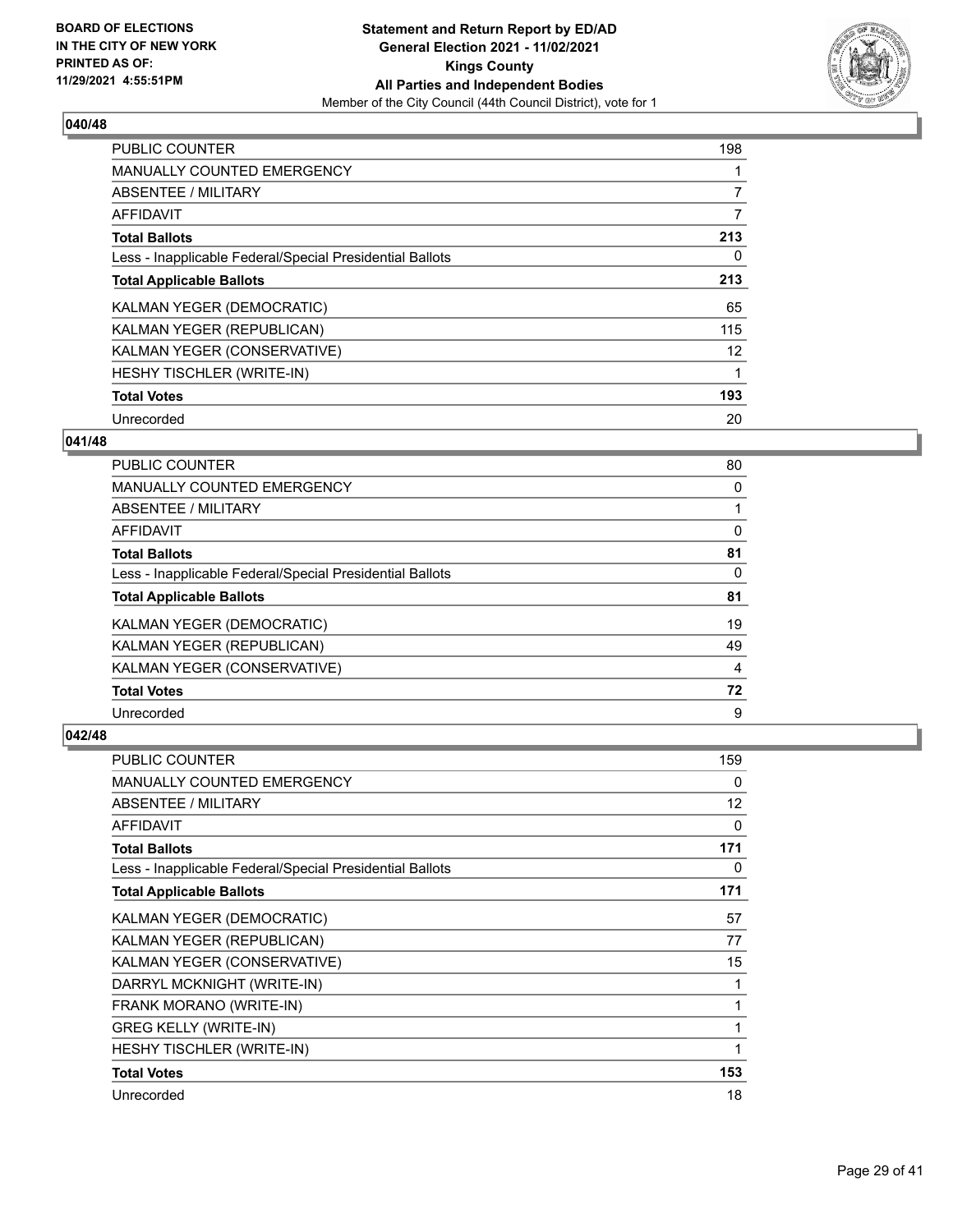**BOARD OF ELECTIONS IN THE CITY OF NEW YORK PRINTED AS OF: 11/29/2021 4:55:51PM**

**Statement and Return Report by ED/AD General Election 2021 - 11/02/2021 Kings County All Parties and Independent Bodies**

Member of the City Council (44th Council District), vote for 1

### 040/48

| | |
|---|---|
| PUBLIC COUNTER | 198 |
| MANUALLY COUNTED EMERGENCY | 1 |
| ABSENTEE / MILITARY | 7 |
| AFFIDAVIT | 7 |
| **Total Ballots** | **213** |
| Less - Inapplicable Federal/Special Presidential Ballots | 0 |
| **Total Applicable Ballots** | **213** |
| KALMAN YEGER (DEMOCRATIC) | 65 |
| KALMAN YEGER (REPUBLICAN) | 115 |
| KALMAN YEGER (CONSERVATIVE) | 12 |
| HESHY TISCHLER (WRITE-IN) | 1 |
| **Total Votes** | **193** |
| Unrecorded | 20 |

### 041/48

| | |
|---|---|
| PUBLIC COUNTER | 80 |
| MANUALLY COUNTED EMERGENCY | 0 |
| ABSENTEE / MILITARY | 1 |
| AFFIDAVIT | 0 |
| **Total Ballots** | **81** |
| Less - Inapplicable Federal/Special Presidential Ballots | 0 |
| **Total Applicable Ballots** | **81** |
| KALMAN YEGER (DEMOCRATIC) | 19 |
| KALMAN YEGER (REPUBLICAN) | 49 |
| KALMAN YEGER (CONSERVATIVE) | 4 |
| **Total Votes** | **72** |
| Unrecorded | 9 |

### 042/48

| | |
|---|---|
| PUBLIC COUNTER | 159 |
| MANUALLY COUNTED EMERGENCY | 0 |
| ABSENTEE / MILITARY | 12 |
| AFFIDAVIT | 0 |
| **Total Ballots** | **171** |
| Less - Inapplicable Federal/Special Presidential Ballots | 0 |
| **Total Applicable Ballots** | **171** |
| KALMAN YEGER (DEMOCRATIC) | 57 |
| KALMAN YEGER (REPUBLICAN) | 77 |
| KALMAN YEGER (CONSERVATIVE) | 15 |
| DARRYL MCKNIGHT (WRITE-IN) | 1 |
| FRANK MORANO (WRITE-IN) | 1 |
| GREG KELLY (WRITE-IN) | 1 |
| HESHY TISCHLER (WRITE-IN) | 1 |
| **Total Votes** | **153** |
| Unrecorded | 18 |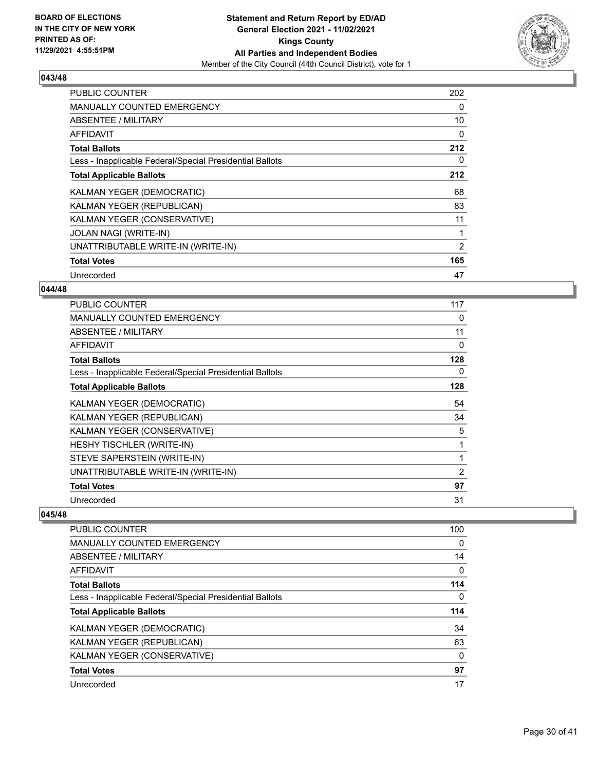**BOARD OF ELECTIONS IN THE CITY OF NEW YORK PRINTED AS OF: 11/29/2021 4:55:51PM**

**Statement and Return Report by ED/AD General Election 2021 - 11/02/2021 Kings County All Parties and Independent Bodies**
Member of the City Council (44th Council District), vote for 1

## 043/48

| | |
|---|---|
| PUBLIC COUNTER | 202 |
| MANUALLY COUNTED EMERGENCY | 0 |
| ABSENTEE / MILITARY | 10 |
| AFFIDAVIT | 0 |
| **Total Ballots** | **212** |
| Less - Inapplicable Federal/Special Presidential Ballots | 0 |
| **Total Applicable Ballots** | **212** |
| KALMAN YEGER (DEMOCRATIC) | 68 |
| KALMAN YEGER (REPUBLICAN) | 83 |
| KALMAN YEGER (CONSERVATIVE) | 11 |
| JOLAN NAGI (WRITE-IN) | 1 |
| UNATTRIBUTABLE WRITE-IN (WRITE-IN) | 2 |
| **Total Votes** | **165** |
| Unrecorded | 47 |

## 044/48

| | |
|---|---|
| PUBLIC COUNTER | 117 |
| MANUALLY COUNTED EMERGENCY | 0 |
| ABSENTEE / MILITARY | 11 |
| AFFIDAVIT | 0 |
| **Total Ballots** | **128** |
| Less - Inapplicable Federal/Special Presidential Ballots | 0 |
| **Total Applicable Ballots** | **128** |
| KALMAN YEGER (DEMOCRATIC) | 54 |
| KALMAN YEGER (REPUBLICAN) | 34 |
| KALMAN YEGER (CONSERVATIVE) | 5 |
| HESHY TISCHLER (WRITE-IN) | 1 |
| STEVE SAPERSTEIN (WRITE-IN) | 1 |
| UNATTRIBUTABLE WRITE-IN (WRITE-IN) | 2 |
| **Total Votes** | **97** |
| Unrecorded | 31 |

## 045/48

| | |
|---|---|
| PUBLIC COUNTER | 100 |
| MANUALLY COUNTED EMERGENCY | 0 |
| ABSENTEE / MILITARY | 14 |
| AFFIDAVIT | 0 |
| **Total Ballots** | **114** |
| Less - Inapplicable Federal/Special Presidential Ballots | 0 |
| **Total Applicable Ballots** | **114** |
| KALMAN YEGER (DEMOCRATIC) | 34 |
| KALMAN YEGER (REPUBLICAN) | 63 |
| KALMAN YEGER (CONSERVATIVE) | 0 |
| **Total Votes** | **97** |
| Unrecorded | 17 |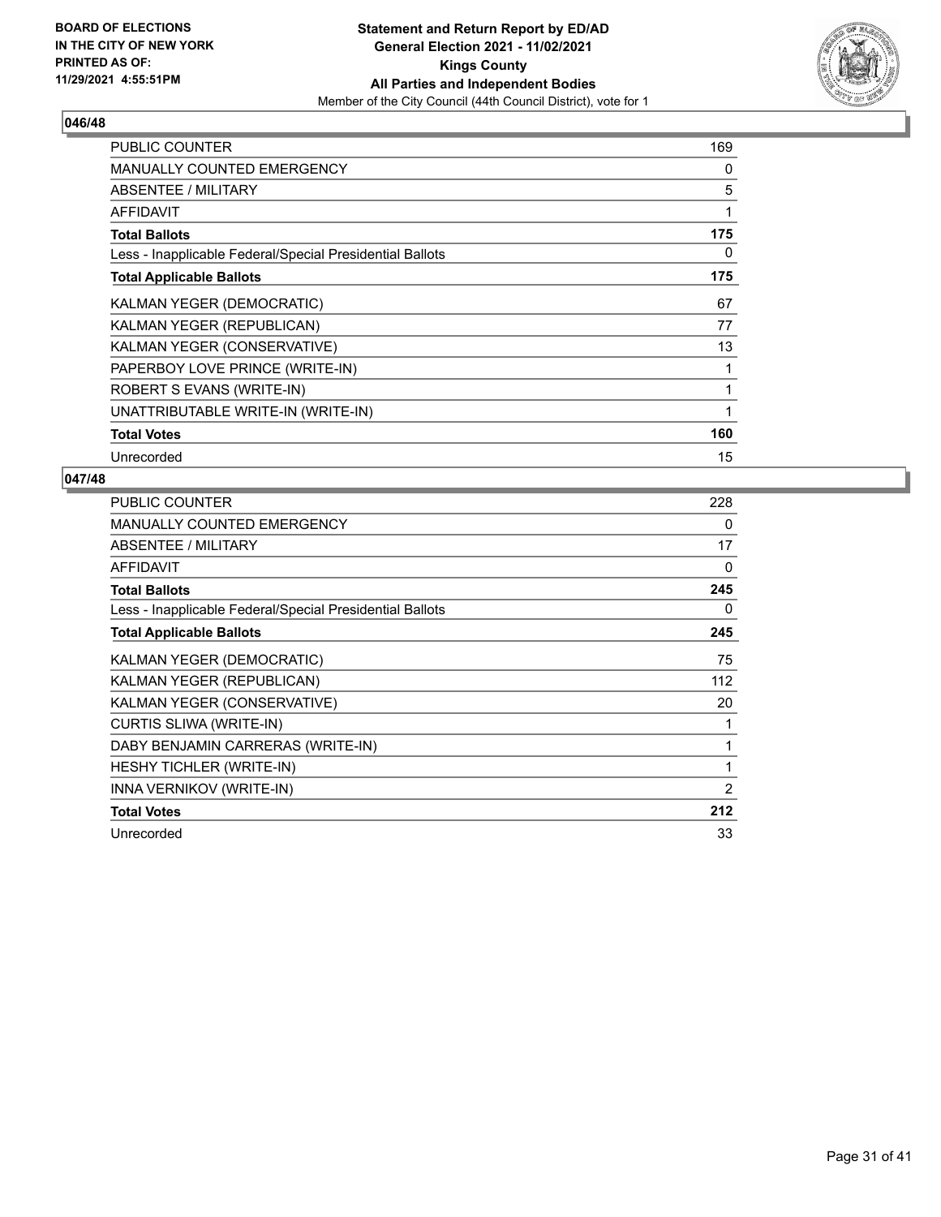BOARD OF ELECTIONS
IN THE CITY OF NEW YORK
PRINTED AS OF:
11/29/2021 4:55:51PM

**Statement and Return Report by ED/AD**
**General Election 2021 - 11/02/2021**
**Kings County**
**All Parties and Independent Bodies**
Member of the City Council (44th Council District), vote for 1

## 046/48

| | |
|---|---|
| PUBLIC COUNTER | 169 |
| MANUALLY COUNTED EMERGENCY | 0 |
| ABSENTEE / MILITARY | 5 |
| AFFIDAVIT | 1 |
| **Total Ballots** | **175** |
| Less - Inapplicable Federal/Special Presidential Ballots | 0 |
| **Total Applicable Ballots** | **175** |
| KALMAN YEGER (DEMOCRATIC) | 67 |
| KALMAN YEGER (REPUBLICAN) | 77 |
| KALMAN YEGER (CONSERVATIVE) | 13 |
| PAPERBOY LOVE PRINCE (WRITE-IN) | 1 |
| ROBERT S EVANS (WRITE-IN) | 1 |
| UNATTRIBUTABLE WRITE-IN (WRITE-IN) | 1 |
| **Total Votes** | **160** |
| Unrecorded | 15 |

## 047/48

| | |
|---|---|
| PUBLIC COUNTER | 228 |
| MANUALLY COUNTED EMERGENCY | 0 |
| ABSENTEE / MILITARY | 17 |
| AFFIDAVIT | 0 |
| **Total Ballots** | **245** |
| Less - Inapplicable Federal/Special Presidential Ballots | 0 |
| **Total Applicable Ballots** | **245** |
| KALMAN YEGER (DEMOCRATIC) | 75 |
| KALMAN YEGER (REPUBLICAN) | 112 |
| KALMAN YEGER (CONSERVATIVE) | 20 |
| CURTIS SLIWA (WRITE-IN) | 1 |
| DABY BENJAMIN CARRERAS (WRITE-IN) | 1 |
| HESHY TICHLER (WRITE-IN) | 1 |
| INNA VERNIKOV (WRITE-IN) | 2 |
| **Total Votes** | **212** |
| Unrecorded | 33 |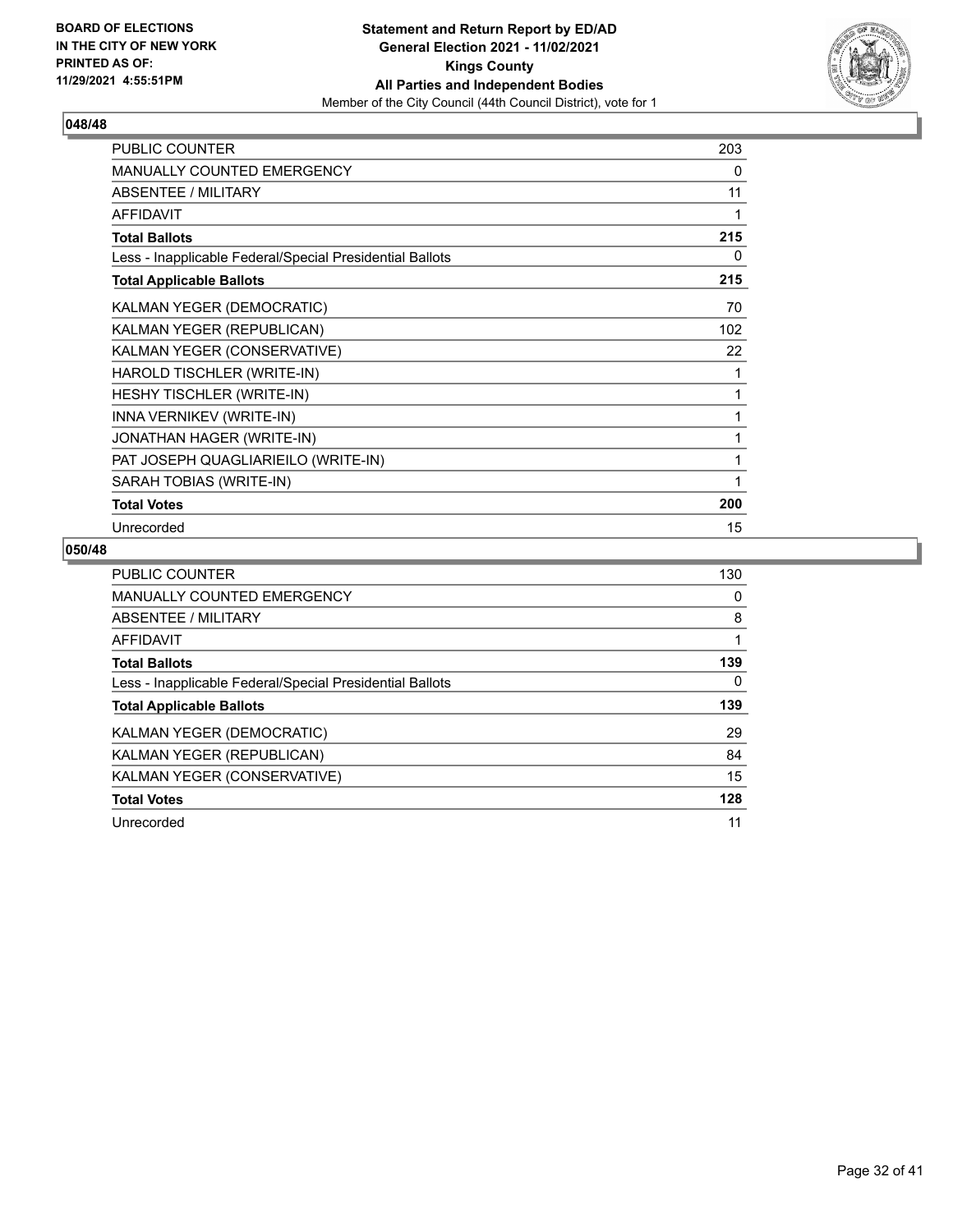BOARD OF ELECTIONS
IN THE CITY OF NEW YORK
PRINTED AS OF:
11/29/2021 4:55:51PM

**Statement and Return Report by ED/AD**
**General Election 2021 - 11/02/2021**
**Kings County**
**All Parties and Independent Bodies**
Member of the City Council (44th Council District), vote for 1

## 048/48

| | |
|---|---|
| PUBLIC COUNTER | 203 |
| MANUALLY COUNTED EMERGENCY | 0 |
| ABSENTEE / MILITARY | 11 |
| AFFIDAVIT | 1 |
| **Total Ballots** | **215** |
| Less - Inapplicable Federal/Special Presidential Ballots | 0 |
| **Total Applicable Ballots** | **215** |
| KALMAN YEGER (DEMOCRATIC) | 70 |
| KALMAN YEGER (REPUBLICAN) | 102 |
| KALMAN YEGER (CONSERVATIVE) | 22 |
| HAROLD TISCHLER (WRITE-IN) | 1 |
| HESHY TISCHLER (WRITE-IN) | 1 |
| INNA VERNIKEV (WRITE-IN) | 1 |
| JONATHAN HAGER (WRITE-IN) | 1 |
| PAT JOSEPH QUAGLIARIEILO (WRITE-IN) | 1 |
| SARAH TOBIAS (WRITE-IN) | 1 |
| **Total Votes** | **200** |
| Unrecorded | 15 |

## 050/48

| | |
|---|---|
| PUBLIC COUNTER | 130 |
| MANUALLY COUNTED EMERGENCY | 0 |
| ABSENTEE / MILITARY | 8 |
| AFFIDAVIT | 1 |
| **Total Ballots** | **139** |
| Less - Inapplicable Federal/Special Presidential Ballots | 0 |
| **Total Applicable Ballots** | **139** |
| KALMAN YEGER (DEMOCRATIC) | 29 |
| KALMAN YEGER (REPUBLICAN) | 84 |
| KALMAN YEGER (CONSERVATIVE) | 15 |
| **Total Votes** | **128** |
| Unrecorded | 11 |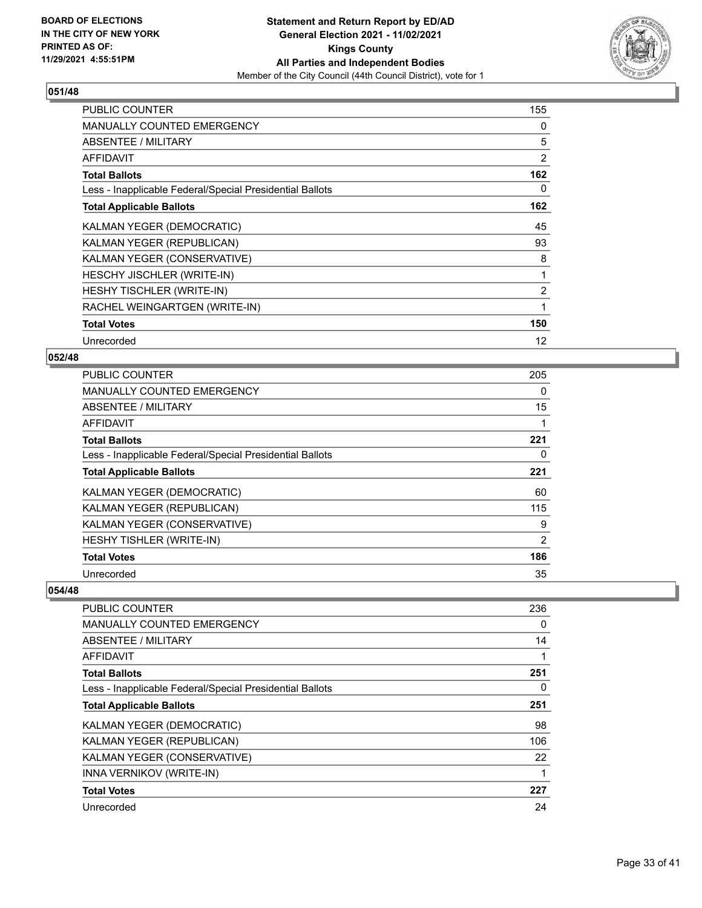**BOARD OF ELECTIONS IN THE CITY OF NEW YORK PRINTED AS OF: 11/29/2021 4:55:51PM**

**Statement and Return Report by ED/AD General Election 2021 - 11/02/2021 Kings County All Parties and Independent Bodies**

Member of the City Council (44th Council District), vote for 1

## 051/48

| | |
|---|---|
| PUBLIC COUNTER | 155 |
| MANUALLY COUNTED EMERGENCY | 0 |
| ABSENTEE / MILITARY | 5 |
| AFFIDAVIT | 2 |
| **Total Ballots** | **162** |
| Less - Inapplicable Federal/Special Presidential Ballots | 0 |
| **Total Applicable Ballots** | **162** |
| KALMAN YEGER (DEMOCRATIC) | 45 |
| KALMAN YEGER (REPUBLICAN) | 93 |
| KALMAN YEGER (CONSERVATIVE) | 8 |
| HESCHY JISCHLER (WRITE-IN) | 1 |
| HESHY TISCHLER (WRITE-IN) | 2 |
| RACHEL WEINGARTGEN (WRITE-IN) | 1 |
| **Total Votes** | **150** |
| Unrecorded | 12 |

## 052/48

| | |
|---|---|
| PUBLIC COUNTER | 205 |
| MANUALLY COUNTED EMERGENCY | 0 |
| ABSENTEE / MILITARY | 15 |
| AFFIDAVIT | 1 |
| **Total Ballots** | **221** |
| Less - Inapplicable Federal/Special Presidential Ballots | 0 |
| **Total Applicable Ballots** | **221** |
| KALMAN YEGER (DEMOCRATIC) | 60 |
| KALMAN YEGER (REPUBLICAN) | 115 |
| KALMAN YEGER (CONSERVATIVE) | 9 |
| HESHY TISHLER (WRITE-IN) | 2 |
| **Total Votes** | **186** |
| Unrecorded | 35 |

## 054/48

| | |
|---|---|
| PUBLIC COUNTER | 236 |
| MANUALLY COUNTED EMERGENCY | 0 |
| ABSENTEE / MILITARY | 14 |
| AFFIDAVIT | 1 |
| **Total Ballots** | **251** |
| Less - Inapplicable Federal/Special Presidential Ballots | 0 |
| **Total Applicable Ballots** | **251** |
| KALMAN YEGER (DEMOCRATIC) | 98 |
| KALMAN YEGER (REPUBLICAN) | 106 |
| KALMAN YEGER (CONSERVATIVE) | 22 |
| INNA VERNIKOV (WRITE-IN) | 1 |
| **Total Votes** | **227** |
| Unrecorded | 24 |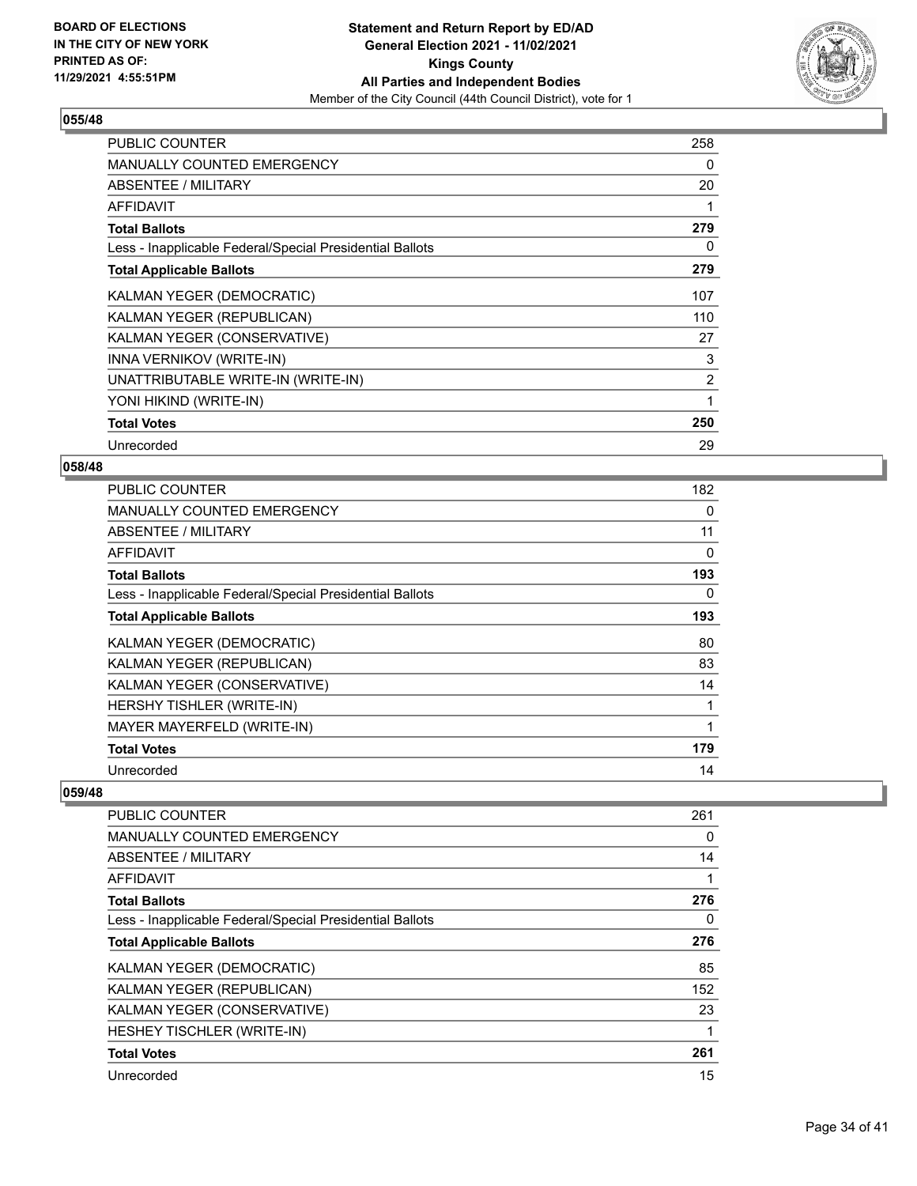**BOARD OF ELECTIONS IN THE CITY OF NEW YORK PRINTED AS OF: 11/29/2021 4:55:51PM**

**Statement and Return Report by ED/AD General Election 2021 - 11/02/2021 Kings County All Parties and Independent Bodies**

Member of the City Council (44th Council District), vote for 1

## 055/48

| | |
|---|---|
| PUBLIC COUNTER | 258 |
| MANUALLY COUNTED EMERGENCY | 0 |
| ABSENTEE / MILITARY | 20 |
| AFFIDAVIT | 1 |
| **Total Ballots** | **279** |
| Less - Inapplicable Federal/Special Presidential Ballots | 0 |
| **Total Applicable Ballots** | **279** |
| KALMAN YEGER (DEMOCRATIC) | 107 |
| KALMAN YEGER (REPUBLICAN) | 110 |
| KALMAN YEGER (CONSERVATIVE) | 27 |
| INNA VERNIKOV (WRITE-IN) | 3 |
| UNATTRIBUTABLE WRITE-IN (WRITE-IN) | 2 |
| YONI HIKIND (WRITE-IN) | 1 |
| **Total Votes** | **250** |
| Unrecorded | 29 |

## 058/48

| | |
|---|---|
| PUBLIC COUNTER | 182 |
| MANUALLY COUNTED EMERGENCY | 0 |
| ABSENTEE / MILITARY | 11 |
| AFFIDAVIT | 0 |
| **Total Ballots** | **193** |
| Less - Inapplicable Federal/Special Presidential Ballots | 0 |
| **Total Applicable Ballots** | **193** |
| KALMAN YEGER (DEMOCRATIC) | 80 |
| KALMAN YEGER (REPUBLICAN) | 83 |
| KALMAN YEGER (CONSERVATIVE) | 14 |
| HERSHY TISHLER (WRITE-IN) | 1 |
| MAYER MAYERFELD (WRITE-IN) | 1 |
| **Total Votes** | **179** |
| Unrecorded | 14 |

## 059/48

| | |
|---|---|
| PUBLIC COUNTER | 261 |
| MANUALLY COUNTED EMERGENCY | 0 |
| ABSENTEE / MILITARY | 14 |
| AFFIDAVIT | 1 |
| **Total Ballots** | **276** |
| Less - Inapplicable Federal/Special Presidential Ballots | 0 |
| **Total Applicable Ballots** | **276** |
| KALMAN YEGER (DEMOCRATIC) | 85 |
| KALMAN YEGER (REPUBLICAN) | 152 |
| KALMAN YEGER (CONSERVATIVE) | 23 |
| HESHEY TISCHLER (WRITE-IN) | 1 |
| **Total Votes** | **261** |
| Unrecorded | 15 |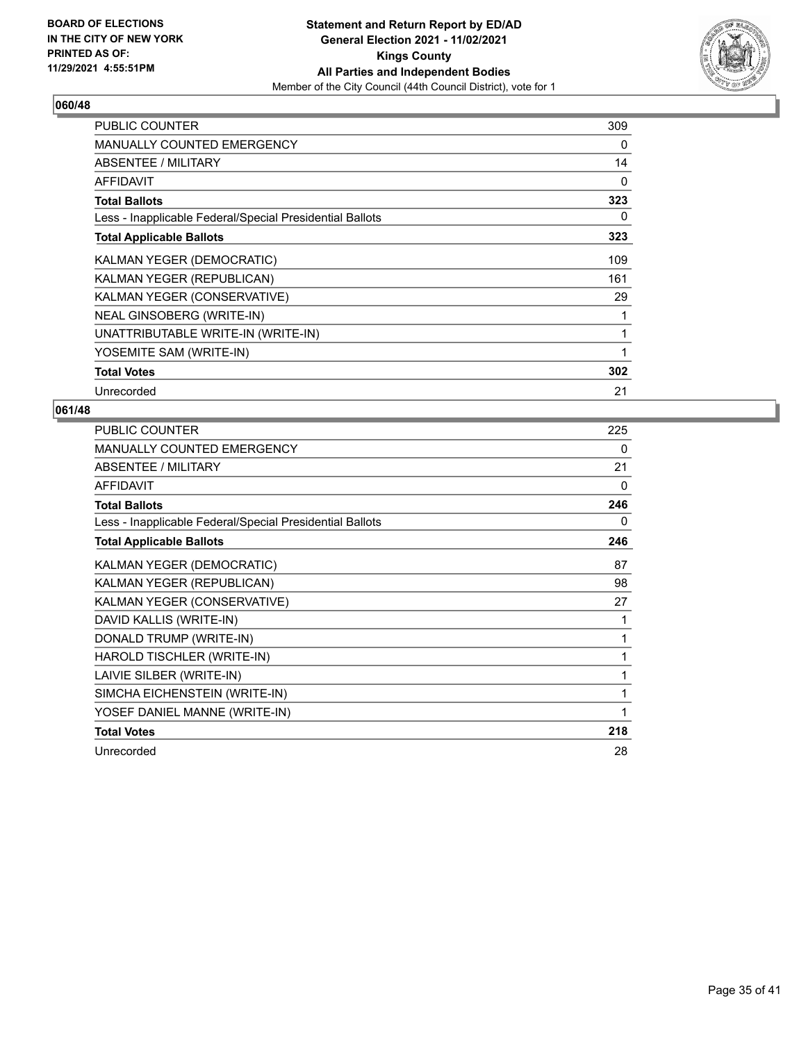BOARD OF ELECTIONS
IN THE CITY OF NEW YORK
PRINTED AS OF:
11/29/2021 4:55:51PM

**Statement and Return Report by ED/AD**
**General Election 2021 - 11/02/2021**
**Kings County**
**All Parties and Independent Bodies**
Member of the City Council (44th Council District), vote for 1

### 060/48

| | |
|---|---|
| PUBLIC COUNTER | 309 |
| MANUALLY COUNTED EMERGENCY | 0 |
| ABSENTEE / MILITARY | 14 |
| AFFIDAVIT | 0 |
| **Total Ballots** | **323** |
| Less - Inapplicable Federal/Special Presidential Ballots | 0 |
| **Total Applicable Ballots** | **323** |
| KALMAN YEGER (DEMOCRATIC) | 109 |
| KALMAN YEGER (REPUBLICAN) | 161 |
| KALMAN YEGER (CONSERVATIVE) | 29 |
| NEAL GINSOBERG (WRITE-IN) | 1 |
| UNATTRIBUTABLE WRITE-IN (WRITE-IN) | 1 |
| YOSEMITE SAM (WRITE-IN) | 1 |
| **Total Votes** | **302** |
| Unrecorded | 21 |

### 061/48

| | |
|---|---|
| PUBLIC COUNTER | 225 |
| MANUALLY COUNTED EMERGENCY | 0 |
| ABSENTEE / MILITARY | 21 |
| AFFIDAVIT | 0 |
| **Total Ballots** | **246** |
| Less - Inapplicable Federal/Special Presidential Ballots | 0 |
| **Total Applicable Ballots** | **246** |
| KALMAN YEGER (DEMOCRATIC) | 87 |
| KALMAN YEGER (REPUBLICAN) | 98 |
| KALMAN YEGER (CONSERVATIVE) | 27 |
| DAVID KALLIS (WRITE-IN) | 1 |
| DONALD TRUMP (WRITE-IN) | 1 |
| HAROLD TISCHLER (WRITE-IN) | 1 |
| LAIVIE SILBER (WRITE-IN) | 1 |
| SIMCHA EICHENSTEIN (WRITE-IN) | 1 |
| YOSEF DANIEL MANNE (WRITE-IN) | 1 |
| **Total Votes** | **218** |
| Unrecorded | 28 |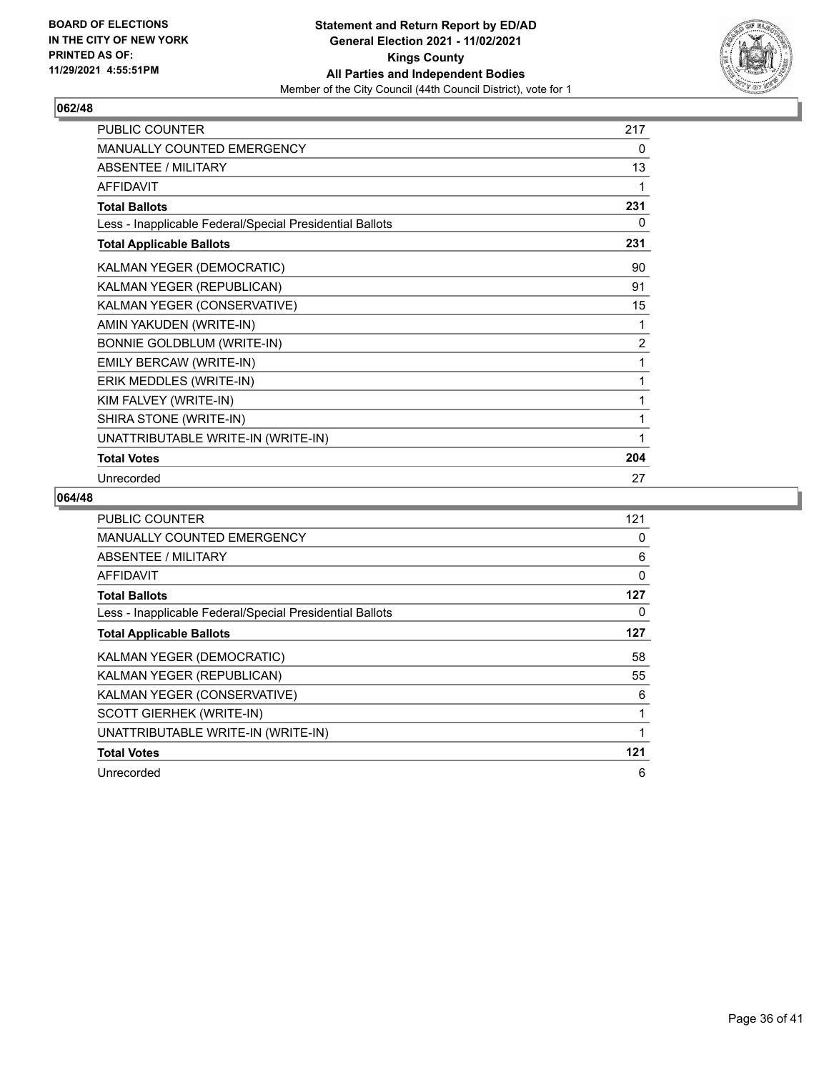**BOARD OF ELECTIONS IN THE CITY OF NEW YORK PRINTED AS OF: 11/29/2021 4:55:51PM**

**Statement and Return Report by ED/AD**
**General Election 2021 - 11/02/2021**
**Kings County**
**All Parties and Independent Bodies**
Member of the City Council (44th Council District), vote for 1

## 062/48

| | |
|---|---|
| PUBLIC COUNTER | 217 |
| MANUALLY COUNTED EMERGENCY | 0 |
| ABSENTEE / MILITARY | 13 |
| AFFIDAVIT | 1 |
| **Total Ballots** | **231** |
| Less - Inapplicable Federal/Special Presidential Ballots | 0 |
| **Total Applicable Ballots** | **231** |
| KALMAN YEGER (DEMOCRATIC) | 90 |
| KALMAN YEGER (REPUBLICAN) | 91 |
| KALMAN YEGER (CONSERVATIVE) | 15 |
| AMIN YAKUDEN (WRITE-IN) | 1 |
| BONNIE GOLDBLUM (WRITE-IN) | 2 |
| EMILY BERCAW (WRITE-IN) | 1 |
| ERIK MEDDLES (WRITE-IN) | 1 |
| KIM FALVEY (WRITE-IN) | 1 |
| SHIRA STONE (WRITE-IN) | 1 |
| UNATTRIBUTABLE WRITE-IN (WRITE-IN) | 1 |
| **Total Votes** | **204** |
| Unrecorded | 27 |

## 064/48

| | |
|---|---|
| PUBLIC COUNTER | 121 |
| MANUALLY COUNTED EMERGENCY | 0 |
| ABSENTEE / MILITARY | 6 |
| AFFIDAVIT | 0 |
| **Total Ballots** | **127** |
| Less - Inapplicable Federal/Special Presidential Ballots | 0 |
| **Total Applicable Ballots** | **127** |
| KALMAN YEGER (DEMOCRATIC) | 58 |
| KALMAN YEGER (REPUBLICAN) | 55 |
| KALMAN YEGER (CONSERVATIVE) | 6 |
| SCOTT GIERHEK (WRITE-IN) | 1 |
| UNATTRIBUTABLE WRITE-IN (WRITE-IN) | 1 |
| **Total Votes** | **121** |
| Unrecorded | 6 |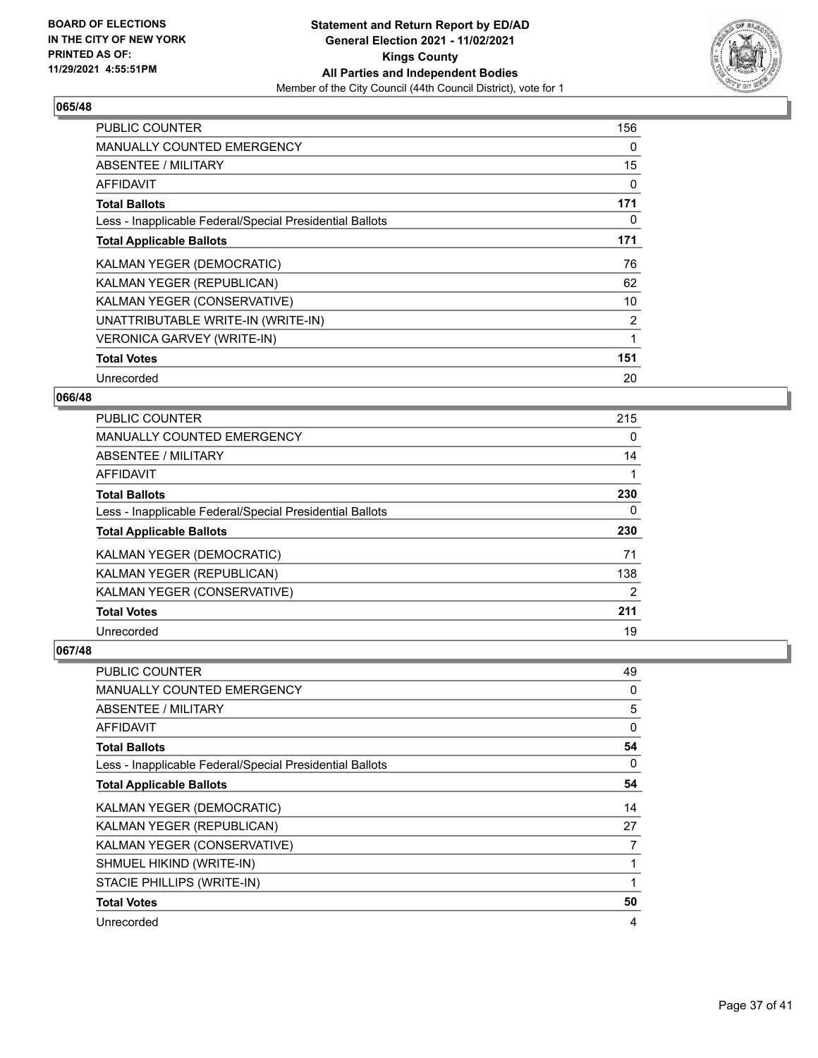BOARD OF ELECTIONS
IN THE CITY OF NEW YORK
PRINTED AS OF:
11/29/2021 4:55:51PM

**Statement and Return Report by ED/AD**
**General Election 2021 - 11/02/2021**
**Kings County**
**All Parties and Independent Bodies**
Member of the City Council (44th Council District), vote for 1

## 065/48

| | |
|---|---|
| PUBLIC COUNTER | 156 |
| MANUALLY COUNTED EMERGENCY | 0 |
| ABSENTEE / MILITARY | 15 |
| AFFIDAVIT | 0 |
| **Total Ballots** | **171** |
| Less - Inapplicable Federal/Special Presidential Ballots | 0 |
| **Total Applicable Ballots** | **171** |
| KALMAN YEGER (DEMOCRATIC) | 76 |
| KALMAN YEGER (REPUBLICAN) | 62 |
| KALMAN YEGER (CONSERVATIVE) | 10 |
| UNATTRIBUTABLE WRITE-IN (WRITE-IN) | 2 |
| VERONICA GARVEY (WRITE-IN) | 1 |
| **Total Votes** | **151** |
| Unrecorded | 20 |

## 066/48

| | |
|---|---|
| PUBLIC COUNTER | 215 |
| MANUALLY COUNTED EMERGENCY | 0 |
| ABSENTEE / MILITARY | 14 |
| AFFIDAVIT | 1 |
| **Total Ballots** | **230** |
| Less - Inapplicable Federal/Special Presidential Ballots | 0 |
| **Total Applicable Ballots** | **230** |
| KALMAN YEGER (DEMOCRATIC) | 71 |
| KALMAN YEGER (REPUBLICAN) | 138 |
| KALMAN YEGER (CONSERVATIVE) | 2 |
| **Total Votes** | **211** |
| Unrecorded | 19 |

## 067/48

| | |
|---|---|
| PUBLIC COUNTER | 49 |
| MANUALLY COUNTED EMERGENCY | 0 |
| ABSENTEE / MILITARY | 5 |
| AFFIDAVIT | 0 |
| **Total Ballots** | **54** |
| Less - Inapplicable Federal/Special Presidential Ballots | 0 |
| **Total Applicable Ballots** | **54** |
| KALMAN YEGER (DEMOCRATIC) | 14 |
| KALMAN YEGER (REPUBLICAN) | 27 |
| KALMAN YEGER (CONSERVATIVE) | 7 |
| SHMUEL HIKIND (WRITE-IN) | 1 |
| STACIE PHILLIPS (WRITE-IN) | 1 |
| **Total Votes** | **50** |
| Unrecorded | 4 |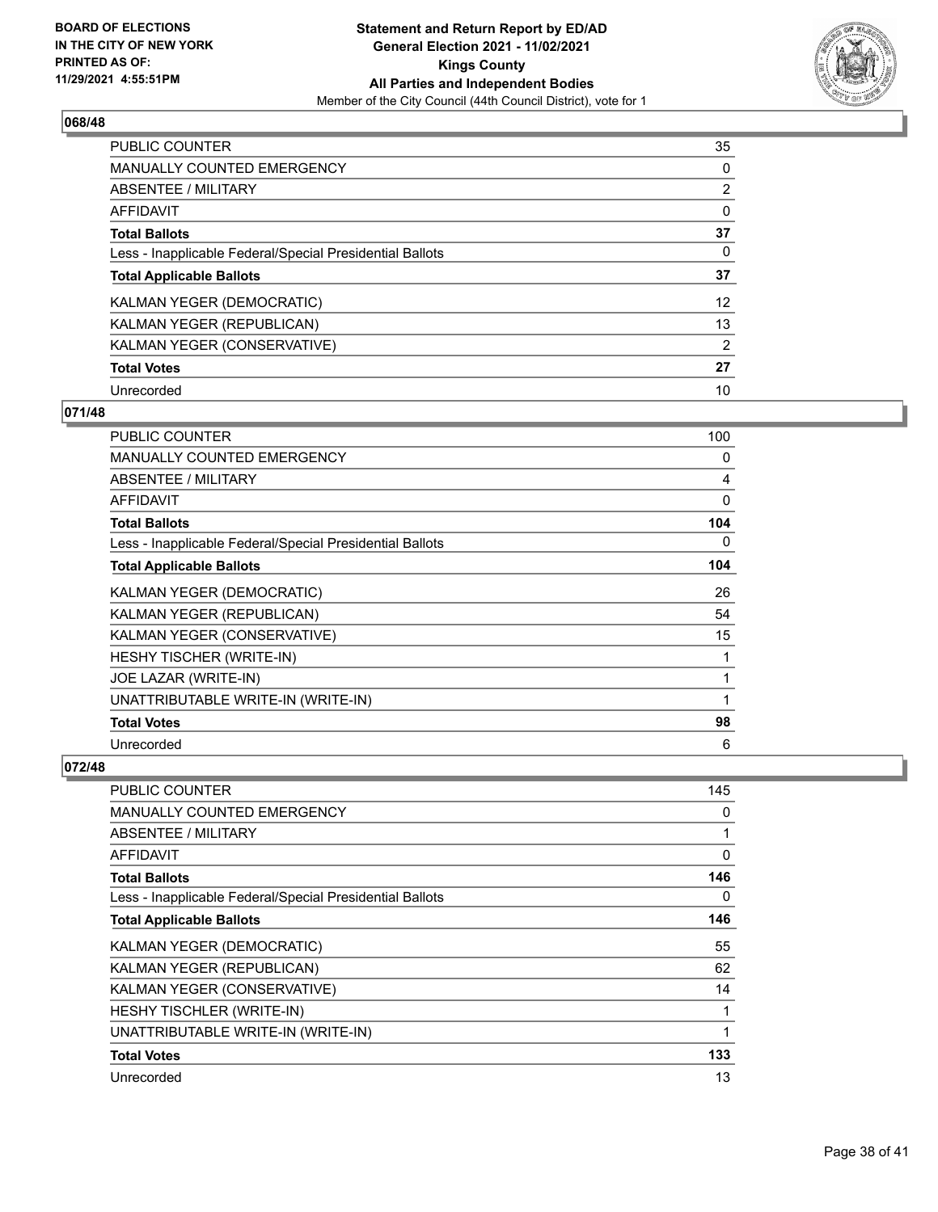**BOARD OF ELECTIONS IN THE CITY OF NEW YORK PRINTED AS OF: 11/29/2021 4:55:51PM**

**Statement and Return Report by ED/AD General Election 2021 - 11/02/2021 Kings County All Parties and Independent Bodies**

Member of the City Council (44th Council District), vote for 1

## 068/48

| | |
|---|---|
| PUBLIC COUNTER | 35 |
| MANUALLY COUNTED EMERGENCY | 0 |
| ABSENTEE / MILITARY | 2 |
| AFFIDAVIT | 0 |
| **Total Ballots** | **37** |
| Less - Inapplicable Federal/Special Presidential Ballots | 0 |
| **Total Applicable Ballots** | **37** |
| KALMAN YEGER (DEMOCRATIC) | 12 |
| KALMAN YEGER (REPUBLICAN) | 13 |
| KALMAN YEGER (CONSERVATIVE) | 2 |
| **Total Votes** | **27** |
| Unrecorded | 10 |

## 071/48

| | |
|---|---|
| PUBLIC COUNTER | 100 |
| MANUALLY COUNTED EMERGENCY | 0 |
| ABSENTEE / MILITARY | 4 |
| AFFIDAVIT | 0 |
| **Total Ballots** | **104** |
| Less - Inapplicable Federal/Special Presidential Ballots | 0 |
| **Total Applicable Ballots** | **104** |
| KALMAN YEGER (DEMOCRATIC) | 26 |
| KALMAN YEGER (REPUBLICAN) | 54 |
| KALMAN YEGER (CONSERVATIVE) | 15 |
| HESHY TISCHER (WRITE-IN) | 1 |
| JOE LAZAR (WRITE-IN) | 1 |
| UNATTRIBUTABLE WRITE-IN (WRITE-IN) | 1 |
| **Total Votes** | **98** |
| Unrecorded | 6 |

## 072/48

| | |
|---|---|
| PUBLIC COUNTER | 145 |
| MANUALLY COUNTED EMERGENCY | 0 |
| ABSENTEE / MILITARY | 1 |
| AFFIDAVIT | 0 |
| **Total Ballots** | **146** |
| Less - Inapplicable Federal/Special Presidential Ballots | 0 |
| **Total Applicable Ballots** | **146** |
| KALMAN YEGER (DEMOCRATIC) | 55 |
| KALMAN YEGER (REPUBLICAN) | 62 |
| KALMAN YEGER (CONSERVATIVE) | 14 |
| HESHY TISCHLER (WRITE-IN) | 1 |
| UNATTRIBUTABLE WRITE-IN (WRITE-IN) | 1 |
| **Total Votes** | **133** |
| Unrecorded | 13 |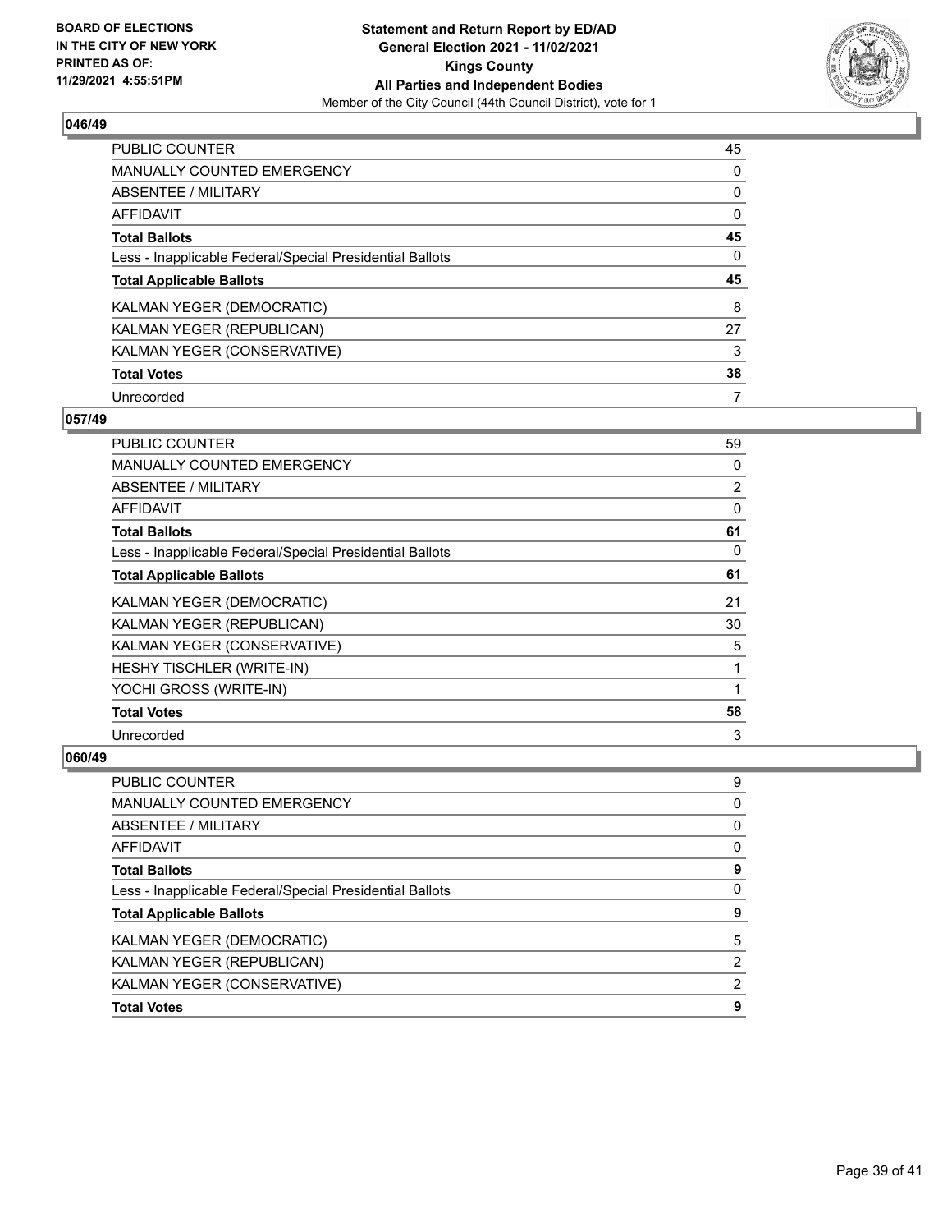**BOARD OF ELECTIONS IN THE CITY OF NEW YORK PRINTED AS OF: 11/29/2021 4:55:51PM**

**Statement and Return Report by ED/AD General Election 2021 - 11/02/2021 Kings County All Parties and Independent Bodies**

Member of the City Council (44th Council District), vote for 1

### 046/49

| | |
|---|---|
| PUBLIC COUNTER | 45 |
| MANUALLY COUNTED EMERGENCY | 0 |
| ABSENTEE / MILITARY | 0 |
| AFFIDAVIT | 0 |
| **Total Ballots** | **45** |
| Less - Inapplicable Federal/Special Presidential Ballots | 0 |
| **Total Applicable Ballots** | **45** |
| KALMAN YEGER (DEMOCRATIC) | 8 |
| KALMAN YEGER (REPUBLICAN) | 27 |
| KALMAN YEGER (CONSERVATIVE) | 3 |
| **Total Votes** | **38** |
| Unrecorded | 7 |

### 057/49

| | |
|---|---|
| PUBLIC COUNTER | 59 |
| MANUALLY COUNTED EMERGENCY | 0 |
| ABSENTEE / MILITARY | 2 |
| AFFIDAVIT | 0 |
| **Total Ballots** | **61** |
| Less - Inapplicable Federal/Special Presidential Ballots | 0 |
| **Total Applicable Ballots** | **61** |
| KALMAN YEGER (DEMOCRATIC) | 21 |
| KALMAN YEGER (REPUBLICAN) | 30 |
| KALMAN YEGER (CONSERVATIVE) | 5 |
| HESHY TISCHLER (WRITE-IN) | 1 |
| YOCHI GROSS (WRITE-IN) | 1 |
| **Total Votes** | **58** |
| Unrecorded | 3 |

### 060/49

| | |
|---|---|
| PUBLIC COUNTER | 9 |
| MANUALLY COUNTED EMERGENCY | 0 |
| ABSENTEE / MILITARY | 0 |
| AFFIDAVIT | 0 |
| **Total Ballots** | **9** |
| Less - Inapplicable Federal/Special Presidential Ballots | 0 |
| **Total Applicable Ballots** | **9** |
| KALMAN YEGER (DEMOCRATIC) | 5 |
| KALMAN YEGER (REPUBLICAN) | 2 |
| KALMAN YEGER (CONSERVATIVE) | 2 |
| **Total Votes** | **9** |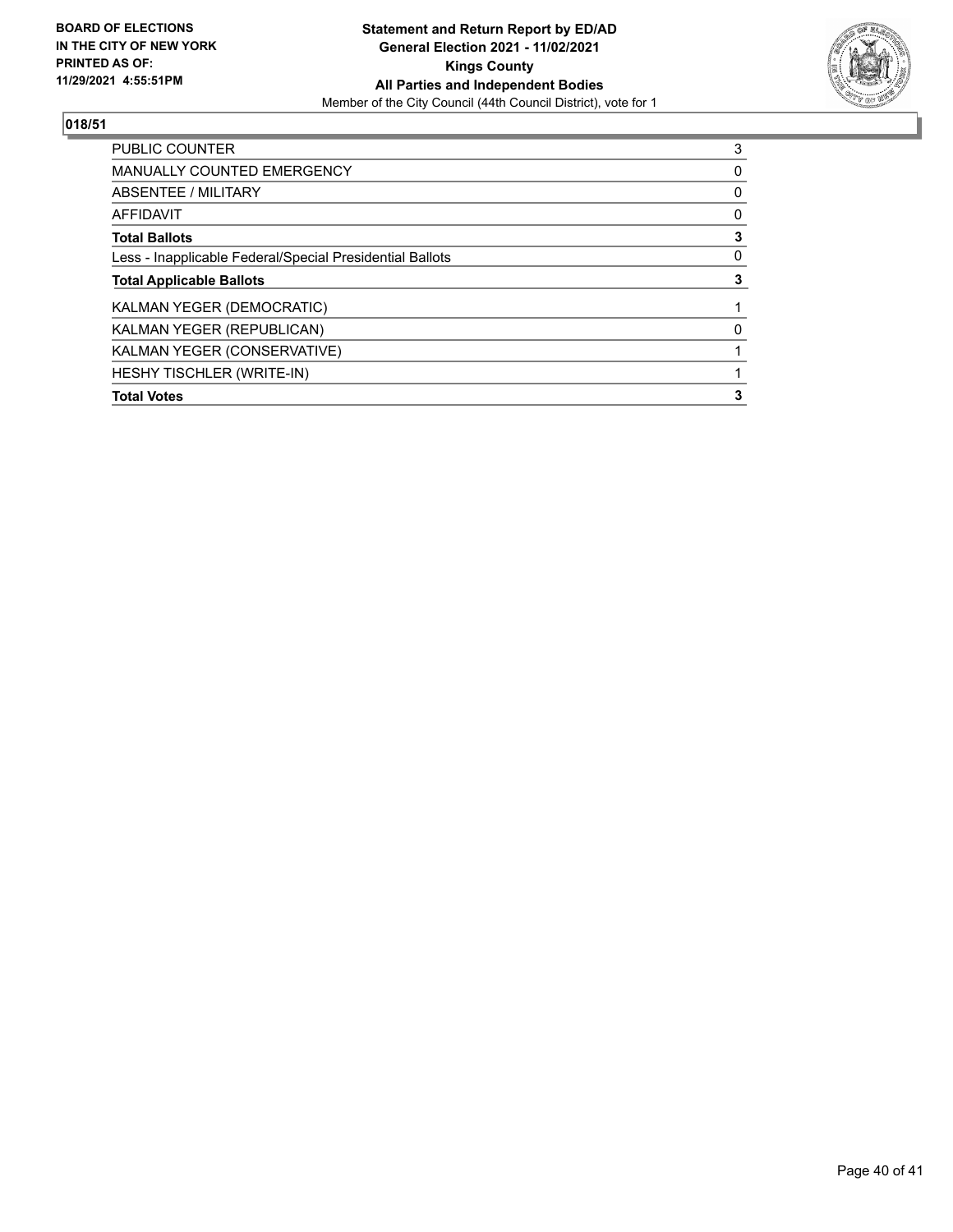**BOARD OF ELECTIONS IN THE CITY OF NEW YORK**
**PRINTED AS OF: 11/29/2021 4:55:51PM**

**Statement and Return Report by ED/AD**
**General Election 2021 - 11/02/2021**
**Kings County**
**All Parties and Independent Bodies**
Member of the City Council (44th Council District), vote for 1

## 018/51

| | |
|---|---|
| PUBLIC COUNTER | 3 |
| MANUALLY COUNTED EMERGENCY | 0 |
| ABSENTEE / MILITARY | 0 |
| AFFIDAVIT | 0 |
| **Total Ballots** | **3** |
| Less - Inapplicable Federal/Special Presidential Ballots | 0 |
| **Total Applicable Ballots** | **3** |
| KALMAN YEGER (DEMOCRATIC) | 1 |
| KALMAN YEGER (REPUBLICAN) | 0 |
| KALMAN YEGER (CONSERVATIVE) | 1 |
| HESHY TISCHLER (WRITE-IN) | 1 |
| **Total Votes** | **3** |